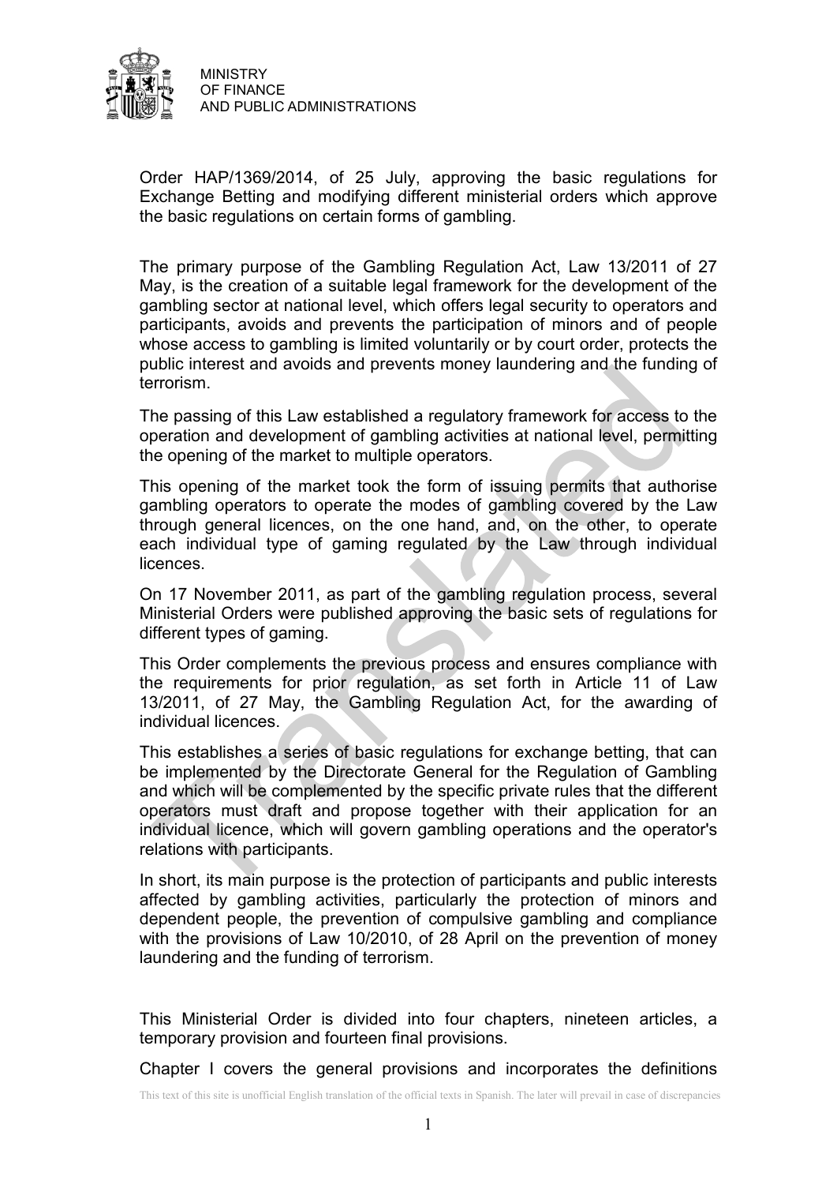MINISTRY
OF FINANCE
AND PUBLIC ADMINISTRATIONS

Order HAP/1369/2014, of 25 July, approving the basic regulations for Exchange Betting and modifying different ministerial orders which approve the basic regulations on certain forms of gambling.

The primary purpose of the Gambling Regulation Act, Law 13/2011 of 27 May, is the creation of a suitable legal framework for the development of the gambling sector at national level, which offers legal security to operators and participants, avoids and prevents the participation of minors and of people whose access to gambling is limited voluntarily or by court order, protects the public interest and avoids and prevents money laundering and the funding of terrorism.

The passing of this Law established a regulatory framework for access to the operation and development of gambling activities at national level, permitting the opening of the market to multiple operators.

This opening of the market took the form of issuing permits that authorise gambling operators to operate the modes of gambling covered by the Law through general licences, on the one hand, and, on the other, to operate each individual type of gaming regulated by the Law through individual licences.

On 17 November 2011, as part of the gambling regulation process, several Ministerial Orders were published approving the basic sets of regulations for different types of gaming.

This Order complements the previous process and ensures compliance with the requirements for prior regulation, as set forth in Article 11 of Law 13/2011, of 27 May, the Gambling Regulation Act, for the awarding of individual licences.

This establishes a series of basic regulations for exchange betting, that can be implemented by the Directorate General for the Regulation of Gambling and which will be complemented by the specific private rules that the different operators must draft and propose together with their application for an individual licence, which will govern gambling operations and the operator's relations with participants.

In short, its main purpose is the protection of participants and public interests affected by gambling activities, particularly the protection of minors and dependent people, the prevention of compulsive gambling and compliance with the provisions of Law 10/2010, of 28 April on the prevention of money laundering and the funding of terrorism.

This Ministerial Order is divided into four chapters, nineteen articles, a temporary provision and fourteen final provisions.

Chapter I covers the general provisions and incorporates the definitions

This text of this site is unofficial English translation of the official texts in Spanish. The later will prevail in case of discrepancies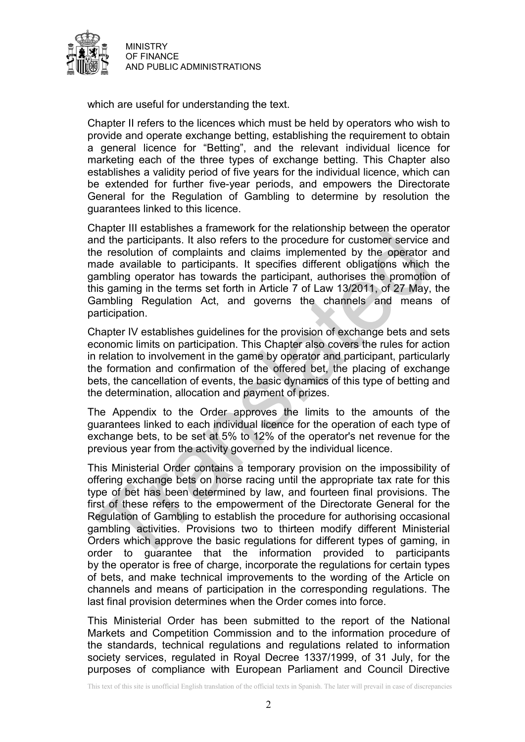which are useful for understanding the text.

Chapter II refers to the licences which must be held by operators who wish to provide and operate exchange betting, establishing the requirement to obtain a general licence for "Betting", and the relevant individual licence for marketing each of the three types of exchange betting. This Chapter also establishes a validity period of five years for the individual licence, which can be extended for further five-year periods, and empowers the Directorate General for the Regulation of Gambling to determine by resolution the guarantees linked to this licence.

Chapter III establishes a framework for the relationship between the operator and the participants. It also refers to the procedure for customer service and the resolution of complaints and claims implemented by the operator and made available to participants. It specifies different obligations which the gambling operator has towards the participant, authorises the promotion of this gaming in the terms set forth in Article 7 of Law 13/2011, of 27 May, the Gambling Regulation Act, and governs the channels and means of participation.

Chapter IV establishes guidelines for the provision of exchange bets and sets economic limits on participation. This Chapter also covers the rules for action in relation to involvement in the game by operator and participant, particularly the formation and confirmation of the offered bet, the placing of exchange bets, the cancellation of events, the basic dynamics of this type of betting and the determination, allocation and payment of prizes.

The Appendix to the Order approves the limits to the amounts of the guarantees linked to each individual licence for the operation of each type of exchange bets, to be set at 5% to 12% of the operator's net revenue for the previous year from the activity governed by the individual licence.

This Ministerial Order contains a temporary provision on the impossibility of offering exchange bets on horse racing until the appropriate tax rate for this type of bet has been determined by law, and fourteen final provisions. The first of these refers to the empowerment of the Directorate General for the Regulation of Gambling to establish the procedure for authorising occasional gambling activities. Provisions two to thirteen modify different Ministerial Orders which approve the basic regulations for different types of gaming, in order to guarantee that the information provided to participants by the operator is free of charge, incorporate the regulations for certain types of bets, and make technical improvements to the wording of the Article on channels and means of participation in the corresponding regulations. The last final provision determines when the Order comes into force.

This Ministerial Order has been submitted to the report of the National Markets and Competition Commission and to the information procedure of the standards, technical regulations and regulations related to information society services, regulated in Royal Decree 1337/1999, of 31 July, for the purposes of compliance with European Parliament and Council Directive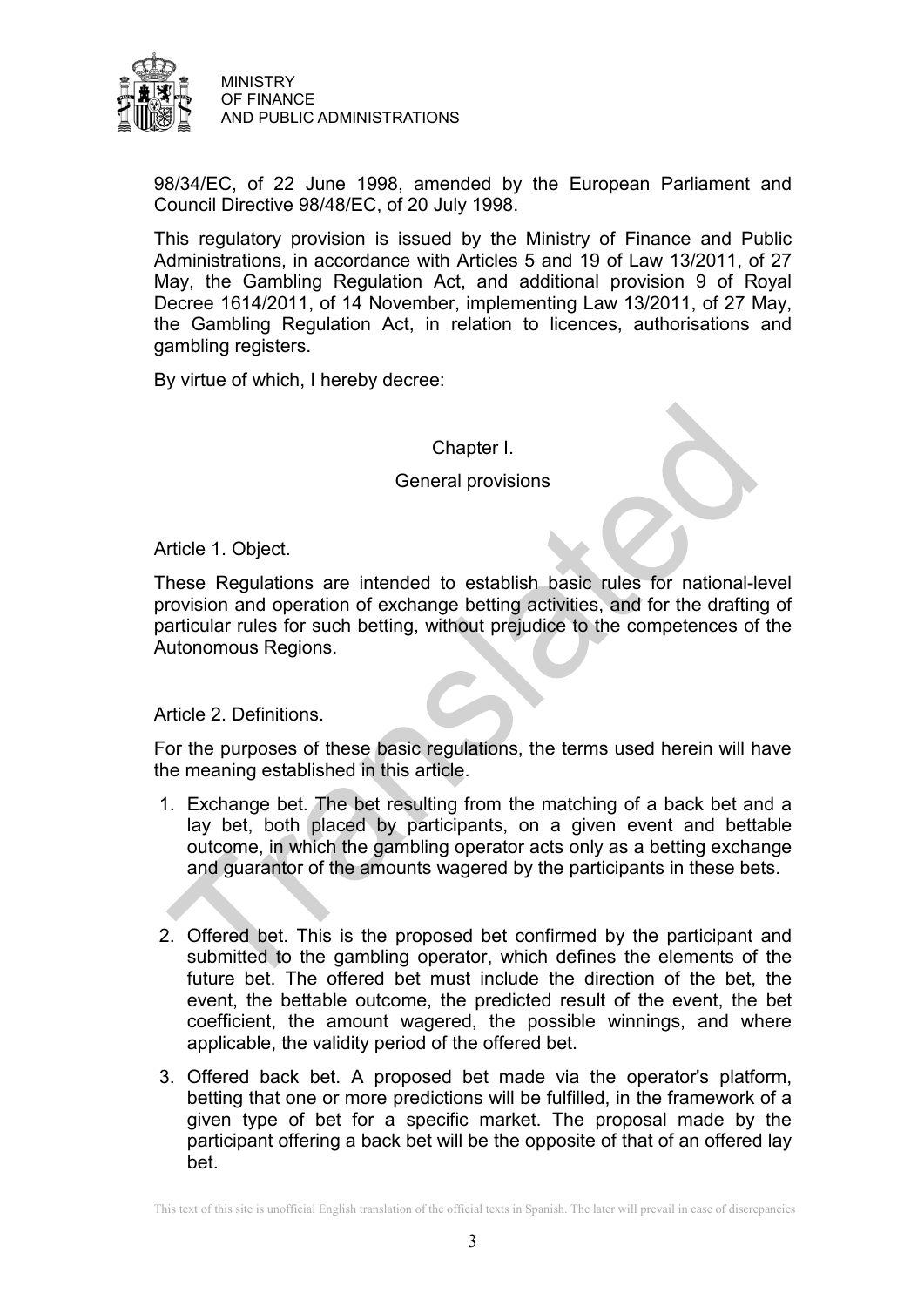98/34/EC, of 22 June 1998, amended by the European Parliament and Council Directive 98/48/EC, of 20 July 1998.

This regulatory provision is issued by the Ministry of Finance and Public Administrations, in accordance with Articles 5 and 19 of Law 13/2011, of 27 May, the Gambling Regulation Act, and additional provision 9 of Royal Decree 1614/2011, of 14 November, implementing Law 13/2011, of 27 May, the Gambling Regulation Act, in relation to licences, authorisations and gambling registers.

By virtue of which, I hereby decree:

## Chapter I.

## General provisions

### Article 1. Object.

These Regulations are intended to establish basic rules for national-level provision and operation of exchange betting activities, and for the drafting of particular rules for such betting, without prejudice to the competences of the Autonomous Regions.

### Article 2. Definitions.

For the purposes of these basic regulations, the terms used herein will have the meaning established in this article.

1. Exchange bet. The bet resulting from the matching of a back bet and a lay bet, both placed by participants, on a given event and bettable outcome, in which the gambling operator acts only as a betting exchange and guarantor of the amounts wagered by the participants in these bets.

2. Offered bet. This is the proposed bet confirmed by the participant and submitted to the gambling operator, which defines the elements of the future bet. The offered bet must include the direction of the bet, the event, the bettable outcome, the predicted result of the event, the bet coefficient, the amount wagered, the possible winnings, and where applicable, the validity period of the offered bet.

3. Offered back bet. A proposed bet made via the operator's platform, betting that one or more predictions will be fulfilled, in the framework of a given type of bet for a specific market. The proposal made by the participant offering a back bet will be the opposite of that of an offered lay bet.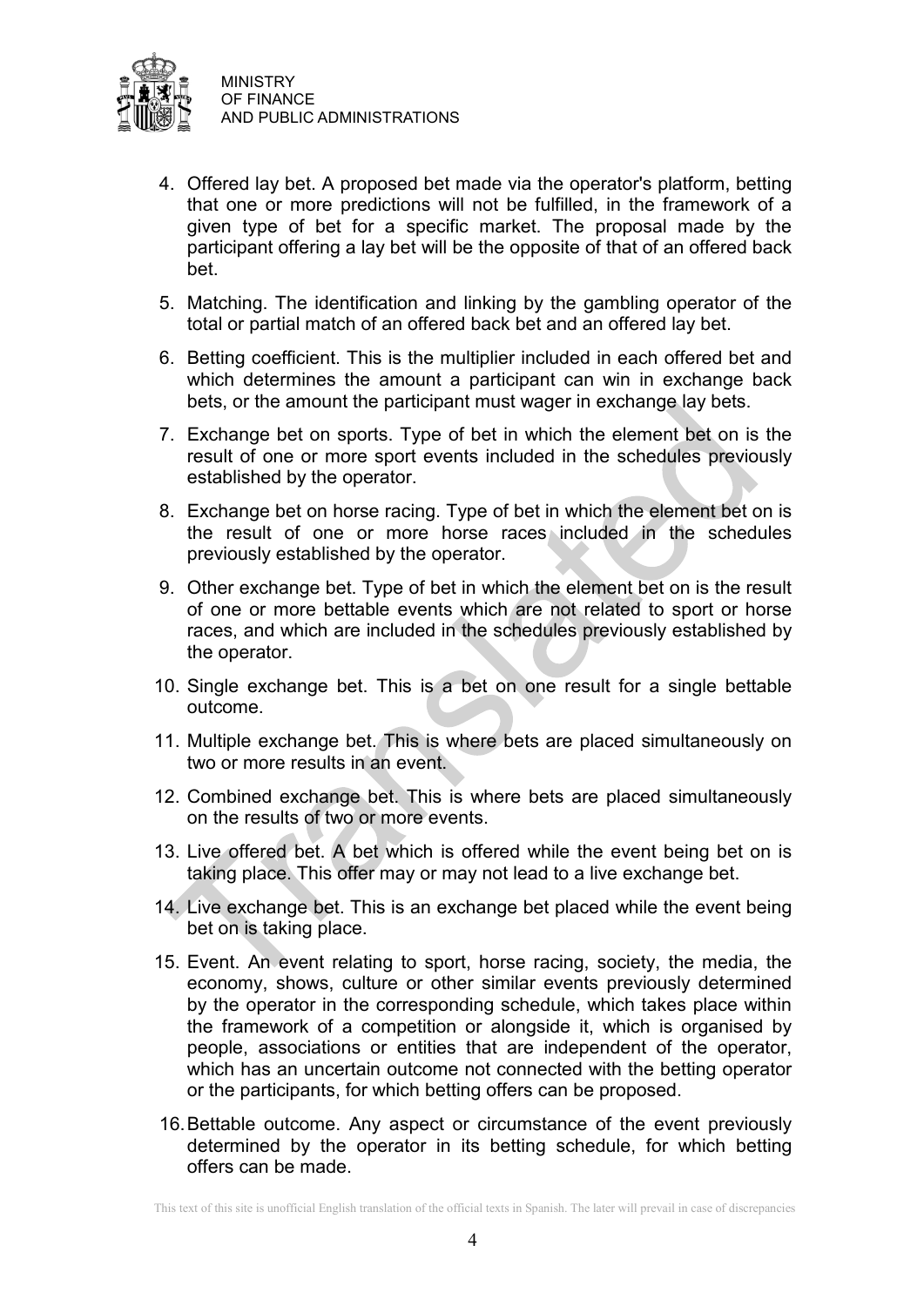4. Offered lay bet. A proposed bet made via the operator's platform, betting that one or more predictions will not be fulfilled, in the framework of a given type of bet for a specific market. The proposal made by the participant offering a lay bet will be the opposite of that of an offered back bet.

5. Matching. The identification and linking by the gambling operator of the total or partial match of an offered back bet and an offered lay bet.

6. Betting coefficient. This is the multiplier included in each offered bet and which determines the amount a participant can win in exchange back bets, or the amount the participant must wager in exchange lay bets.

7. Exchange bet on sports. Type of bet in which the element bet on is the result of one or more sport events included in the schedules previously established by the operator.

8. Exchange bet on horse racing. Type of bet in which the element bet on is the result of one or more horse races included in the schedules previously established by the operator.

9. Other exchange bet. Type of bet in which the element bet on is the result of one or more bettable events which are not related to sport or horse races, and which are included in the schedules previously established by the operator.

10. Single exchange bet. This is a bet on one result for a single bettable outcome.

11. Multiple exchange bet. This is where bets are placed simultaneously on two or more results in an event.

12. Combined exchange bet. This is where bets are placed simultaneously on the results of two or more events.

13. Live offered bet. A bet which is offered while the event being bet on is taking place. This offer may or may not lead to a live exchange bet.

14. Live exchange bet. This is an exchange bet placed while the event being bet on is taking place.

15. Event. An event relating to sport, horse racing, society, the media, the economy, shows, culture or other similar events previously determined by the operator in the corresponding schedule, which takes place within the framework of a competition or alongside it, which is organised by people, associations or entities that are independent of the operator, which has an uncertain outcome not connected with the betting operator or the participants, for which betting offers can be proposed.

16. Bettable outcome. Any aspect or circumstance of the event previously determined by the operator in its betting schedule, for which betting offers can be made.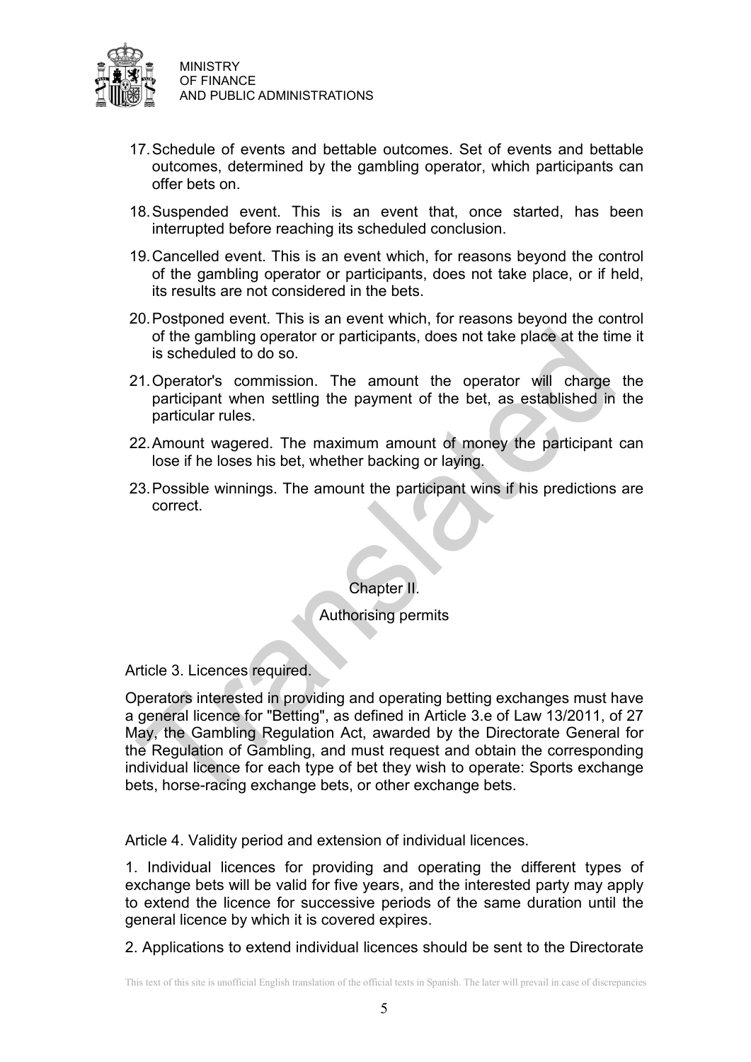17. Schedule of events and bettable outcomes. Set of events and bettable outcomes, determined by the gambling operator, which participants can offer bets on.

18. Suspended event. This is an event that, once started, has been interrupted before reaching its scheduled conclusion.

19. Cancelled event. This is an event which, for reasons beyond the control of the gambling operator or participants, does not take place, or if held, its results are not considered in the bets.

20. Postponed event. This is an event which, for reasons beyond the control of the gambling operator or participants, does not take place at the time it is scheduled to do so.

21. Operator's commission. The amount the operator will charge the participant when settling the payment of the bet, as established in the particular rules.

22. Amount wagered. The maximum amount of money the participant can lose if he loses his bet, whether backing or laying.

23. Possible winnings. The amount the participant wins if his predictions are correct.

## Chapter II.

## Authorising permits

### Article 3. Licences required.

Operators interested in providing and operating betting exchanges must have a general licence for "Betting", as defined in Article 3.e of Law 13/2011, of 27 May, the Gambling Regulation Act, awarded by the Directorate General for the Regulation of Gambling, and must request and obtain the corresponding individual licence for each type of bet they wish to operate: Sports exchange bets, horse-racing exchange bets, or other exchange bets.

### Article 4. Validity period and extension of individual licences.

1. Individual licences for providing and operating the different types of exchange bets will be valid for five years, and the interested party may apply to extend the licence for successive periods of the same duration until the general licence by which it is covered expires.

2. Applications to extend individual licences should be sent to the Directorate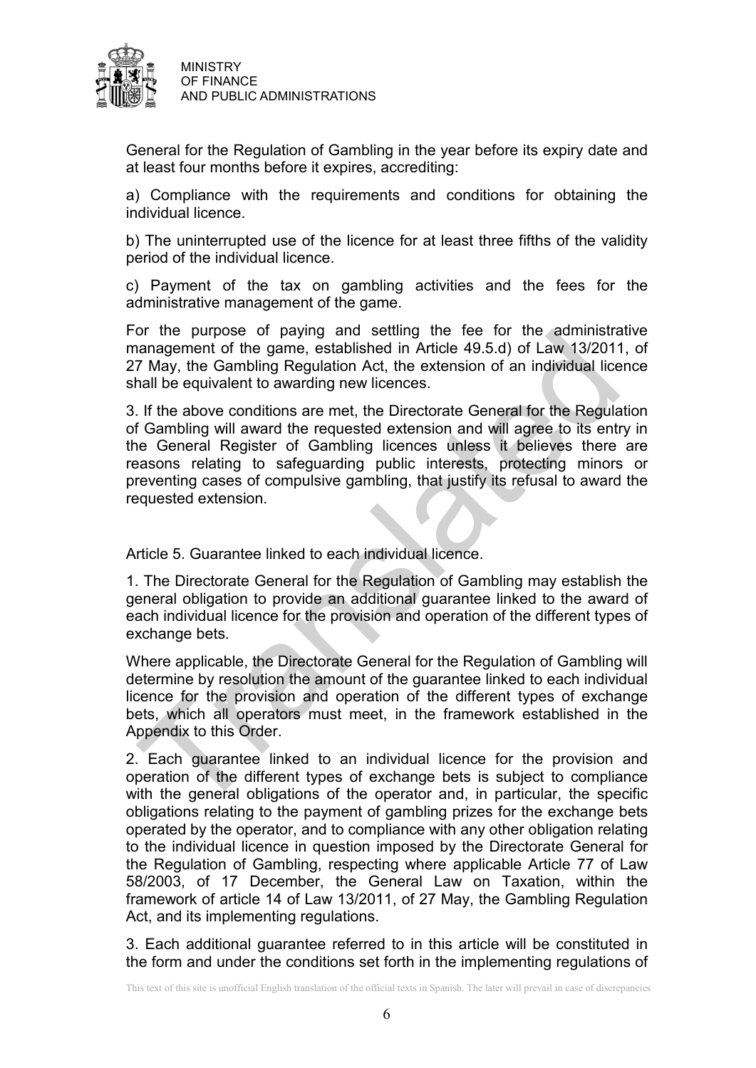General for the Regulation of Gambling in the year before its expiry date and at least four months before it expires, accrediting:

a) Compliance with the requirements and conditions for obtaining the individual licence.

b) The uninterrupted use of the licence for at least three fifths of the validity period of the individual licence.

c) Payment of the tax on gambling activities and the fees for the administrative management of the game.

For the purpose of paying and settling the fee for the administrative management of the game, established in Article 49.5.d) of Law 13/2011, of 27 May, the Gambling Regulation Act, the extension of an individual licence shall be equivalent to awarding new licences.

3. If the above conditions are met, the Directorate General for the Regulation of Gambling will award the requested extension and will agree to its entry in the General Register of Gambling licences unless it believes there are reasons relating to safeguarding public interests, protecting minors or preventing cases of compulsive gambling, that justify its refusal to award the requested extension.

Article 5. Guarantee linked to each individual licence.

1. The Directorate General for the Regulation of Gambling may establish the general obligation to provide an additional guarantee linked to the award of each individual licence for the provision and operation of the different types of exchange bets.

Where applicable, the Directorate General for the Regulation of Gambling will determine by resolution the amount of the guarantee linked to each individual licence for the provision and operation of the different types of exchange bets, which all operators must meet, in the framework established in the Appendix to this Order.

2. Each guarantee linked to an individual licence for the provision and operation of the different types of exchange bets is subject to compliance with the general obligations of the operator and, in particular, the specific obligations relating to the payment of gambling prizes for the exchange bets operated by the operator, and to compliance with any other obligation relating to the individual licence in question imposed by the Directorate General for the Regulation of Gambling, respecting where applicable Article 77 of Law 58/2003, of 17 December, the General Law on Taxation, within the framework of article 14 of Law 13/2011, of 27 May, the Gambling Regulation Act, and its implementing regulations.

3. Each additional guarantee referred to in this article will be constituted in the form and under the conditions set forth in the implementing regulations of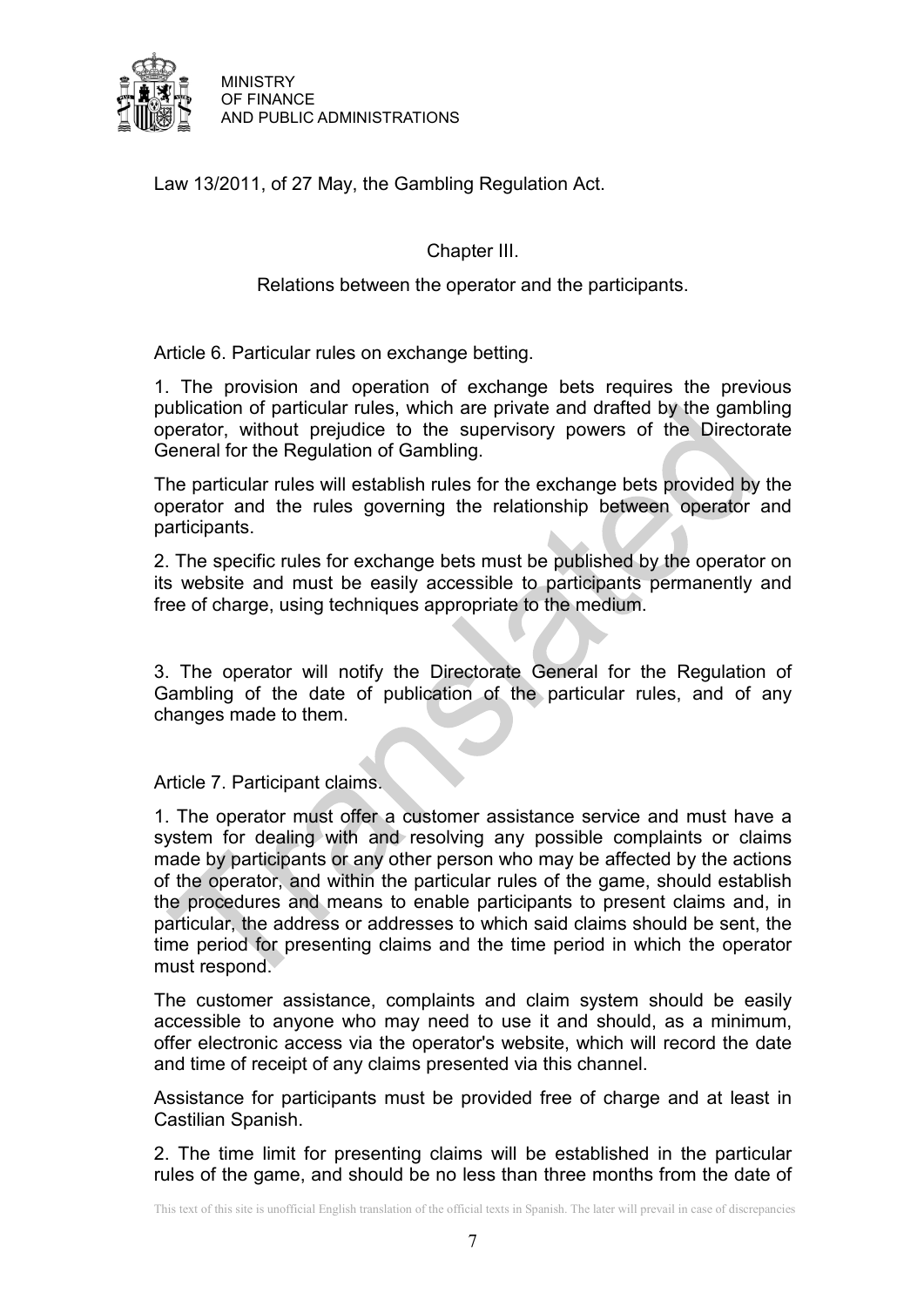Law 13/2011, of 27 May, the Gambling Regulation Act.

## Chapter III.

### Relations between the operator and the participants.

Article 6. Particular rules on exchange betting.

1. The provision and operation of exchange bets requires the previous publication of particular rules, which are private and drafted by the gambling operator, without prejudice to the supervisory powers of the Directorate General for the Regulation of Gambling.

The particular rules will establish rules for the exchange bets provided by the operator and the rules governing the relationship between operator and participants.

2. The specific rules for exchange bets must be published by the operator on its website and must be easily accessible to participants permanently and free of charge, using techniques appropriate to the medium.

3. The operator will notify the Directorate General for the Regulation of Gambling of the date of publication of the particular rules, and of any changes made to them.

Article 7. Participant claims.

1. The operator must offer a customer assistance service and must have a system for dealing with and resolving any possible complaints or claims made by participants or any other person who may be affected by the actions of the operator, and within the particular rules of the game, should establish the procedures and means to enable participants to present claims and, in particular, the address or addresses to which said claims should be sent, the time period for presenting claims and the time period in which the operator must respond.

The customer assistance, complaints and claim system should be easily accessible to anyone who may need to use it and should, as a minimum, offer electronic access via the operator's website, which will record the date and time of receipt of any claims presented via this channel.

Assistance for participants must be provided free of charge and at least in Castilian Spanish.

2. The time limit for presenting claims will be established in the particular rules of the game, and should be no less than three months from the date of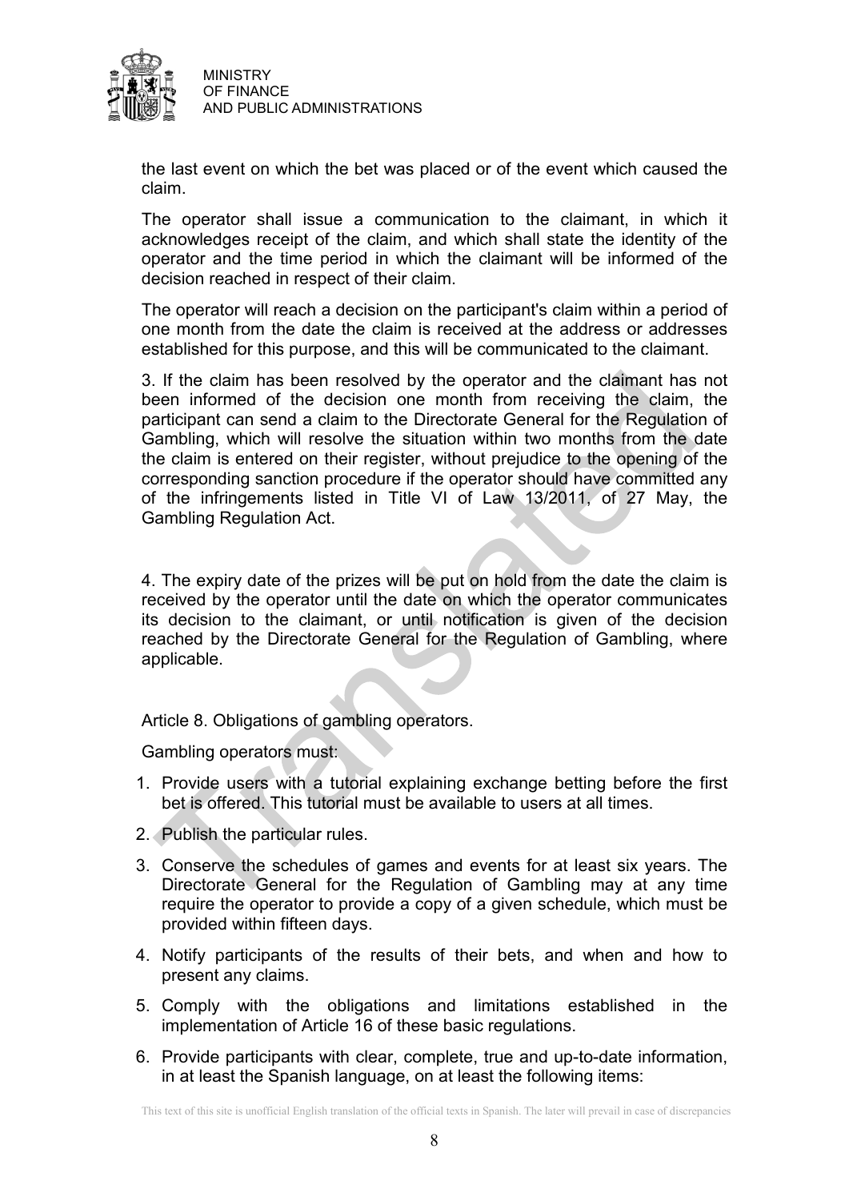the last event on which the bet was placed or of the event which caused the claim.

The operator shall issue a communication to the claimant, in which it acknowledges receipt of the claim, and which shall state the identity of the operator and the time period in which the claimant will be informed of the decision reached in respect of their claim.

The operator will reach a decision on the participant's claim within a period of one month from the date the claim is received at the address or addresses established for this purpose, and this will be communicated to the claimant.

3. If the claim has been resolved by the operator and the claimant has not been informed of the decision one month from receiving the claim, the participant can send a claim to the Directorate General for the Regulation of Gambling, which will resolve the situation within two months from the date the claim is entered on their register, without prejudice to the opening of the corresponding sanction procedure if the operator should have committed any of the infringements listed in Title VI of Law 13/2011, of 27 May, the Gambling Regulation Act.

4. The expiry date of the prizes will be put on hold from the date the claim is received by the operator until the date on which the operator communicates its decision to the claimant, or until notification is given of the decision reached by the Directorate General for the Regulation of Gambling, where applicable.

Article 8. Obligations of gambling operators.

Gambling operators must:

1. Provide users with a tutorial explaining exchange betting before the first bet is offered. This tutorial must be available to users at all times.
2. Publish the particular rules.
3. Conserve the schedules of games and events for at least six years. The Directorate General for the Regulation of Gambling may at any time require the operator to provide a copy of a given schedule, which must be provided within fifteen days.
4. Notify participants of the results of their bets, and when and how to present any claims.
5. Comply with the obligations and limitations established in the implementation of Article 16 of these basic regulations.
6. Provide participants with clear, complete, true and up-to-date information, in at least the Spanish language, on at least the following items: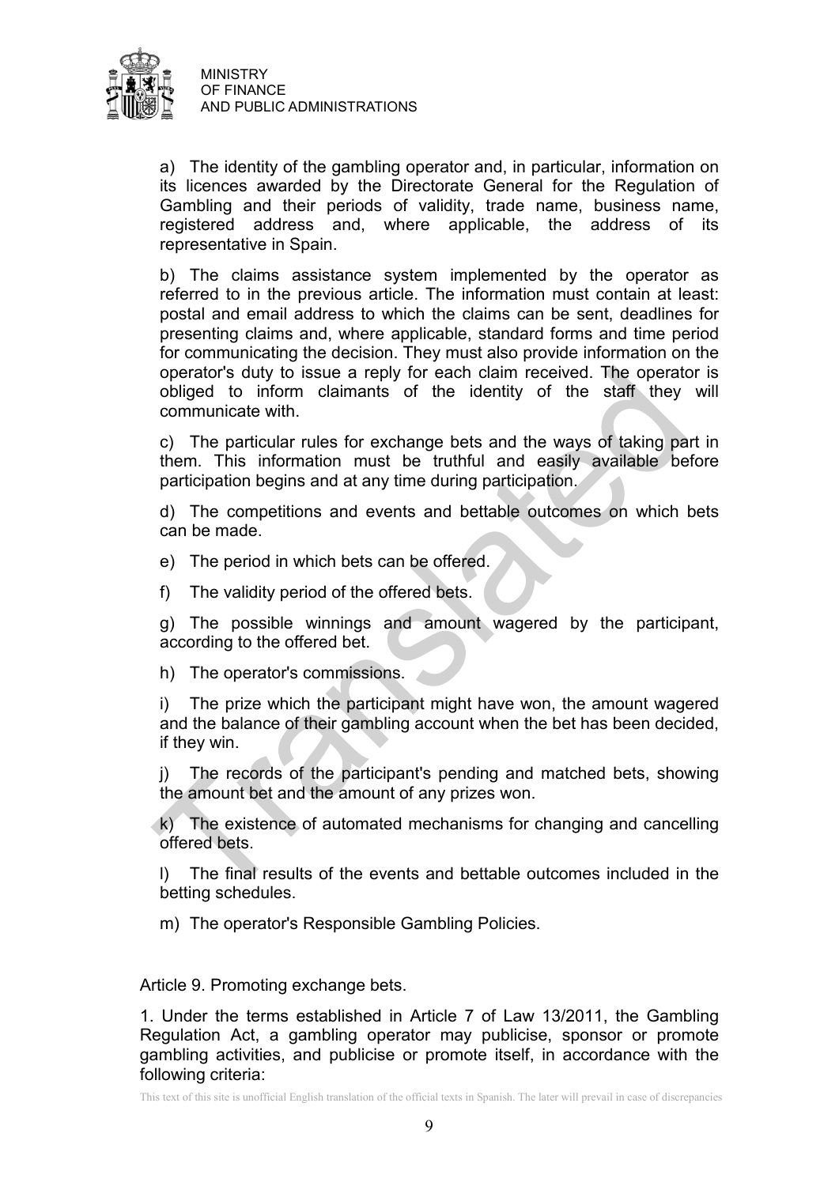a) The identity of the gambling operator and, in particular, information on its licences awarded by the Directorate General for the Regulation of Gambling and their periods of validity, trade name, business name, registered address and, where applicable, the address of its representative in Spain.

b) The claims assistance system implemented by the operator as referred to in the previous article. The information must contain at least: postal and email address to which the claims can be sent, deadlines for presenting claims and, where applicable, standard forms and time period for communicating the decision. They must also provide information on the operator's duty to issue a reply for each claim received. The operator is obliged to inform claimants of the identity of the staff they will communicate with.

c) The particular rules for exchange bets and the ways of taking part in them. This information must be truthful and easily available before participation begins and at any time during participation.

d) The competitions and events and bettable outcomes on which bets can be made.

e) The period in which bets can be offered.

f) The validity period of the offered bets.

g) The possible winnings and amount wagered by the participant, according to the offered bet.

h) The operator's commissions.

i) The prize which the participant might have won, the amount wagered and the balance of their gambling account when the bet has been decided, if they win.

j) The records of the participant's pending and matched bets, showing the amount bet and the amount of any prizes won.

k) The existence of automated mechanisms for changing and cancelling offered bets.

l) The final results of the events and bettable outcomes included in the betting schedules.

m) The operator's Responsible Gambling Policies.

Article 9. Promoting exchange bets.

1. Under the terms established in Article 7 of Law 13/2011, the Gambling Regulation Act, a gambling operator may publicise, sponsor or promote gambling activities, and publicise or promote itself, in accordance with the following criteria: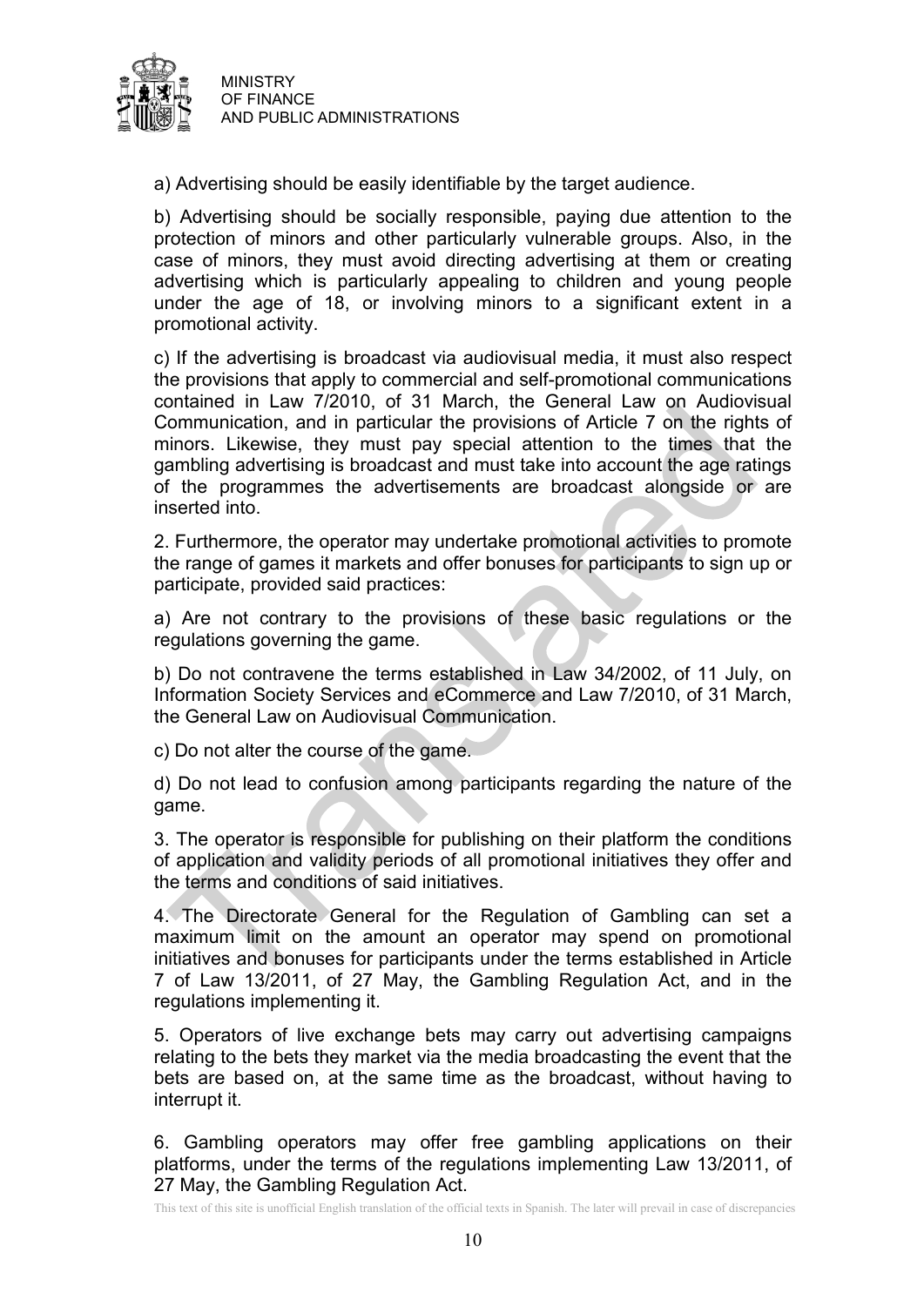a) Advertising should be easily identifiable by the target audience.

b) Advertising should be socially responsible, paying due attention to the protection of minors and other particularly vulnerable groups. Also, in the case of minors, they must avoid directing advertising at them or creating advertising which is particularly appealing to children and young people under the age of 18, or involving minors to a significant extent in a promotional activity.

c) If the advertising is broadcast via audiovisual media, it must also respect the provisions that apply to commercial and self-promotional communications contained in Law 7/2010, of 31 March, the General Law on Audiovisual Communication, and in particular the provisions of Article 7 on the rights of minors. Likewise, they must pay special attention to the times that the gambling advertising is broadcast and must take into account the age ratings of the programmes the advertisements are broadcast alongside or are inserted into.

2. Furthermore, the operator may undertake promotional activities to promote the range of games it markets and offer bonuses for participants to sign up or participate, provided said practices:

a) Are not contrary to the provisions of these basic regulations or the regulations governing the game.

b) Do not contravene the terms established in Law 34/2002, of 11 July, on Information Society Services and eCommerce and Law 7/2010, of 31 March, the General Law on Audiovisual Communication.

c) Do not alter the course of the game.

d) Do not lead to confusion among participants regarding the nature of the game.

3. The operator is responsible for publishing on their platform the conditions of application and validity periods of all promotional initiatives they offer and the terms and conditions of said initiatives.

4. The Directorate General for the Regulation of Gambling can set a maximum limit on the amount an operator may spend on promotional initiatives and bonuses for participants under the terms established in Article 7 of Law 13/2011, of 27 May, the Gambling Regulation Act, and in the regulations implementing it.

5. Operators of live exchange bets may carry out advertising campaigns relating to the bets they market via the media broadcasting the event that the bets are based on, at the same time as the broadcast, without having to interrupt it.

6. Gambling operators may offer free gambling applications on their platforms, under the terms of the regulations implementing Law 13/2011, of 27 May, the Gambling Regulation Act.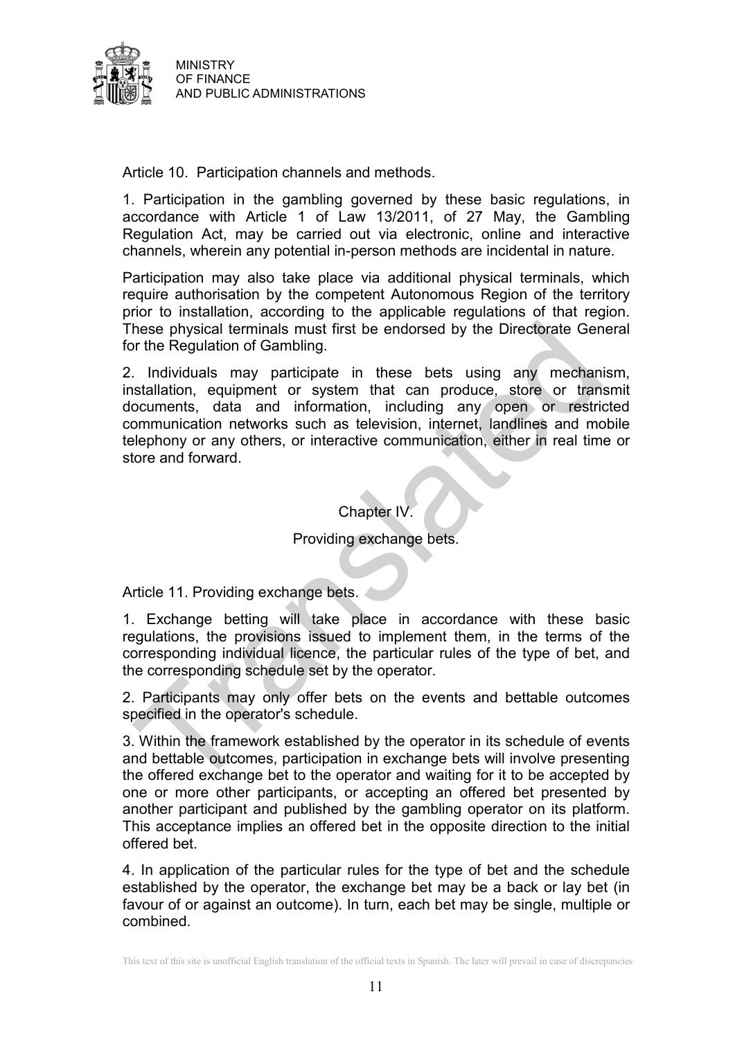Article 10. Participation channels and methods.

1. Participation in the gambling governed by these basic regulations, in accordance with Article 1 of Law 13/2011, of 27 May, the Gambling Regulation Act, may be carried out via electronic, online and interactive channels, wherein any potential in-person methods are incidental in nature.

Participation may also take place via additional physical terminals, which require authorisation by the competent Autonomous Region of the territory prior to installation, according to the applicable regulations of that region. These physical terminals must first be endorsed by the Directorate General for the Regulation of Gambling.

2. Individuals may participate in these bets using any mechanism, installation, equipment or system that can produce, store or transmit documents, data and information, including any open or restricted communication networks such as television, internet, landlines and mobile telephony or any others, or interactive communication, either in real time or store and forward.

## Chapter IV.

## Providing exchange bets.

Article 11. Providing exchange bets.

1. Exchange betting will take place in accordance with these basic regulations, the provisions issued to implement them, in the terms of the corresponding individual licence, the particular rules of the type of bet, and the corresponding schedule set by the operator.

2. Participants may only offer bets on the events and bettable outcomes specified in the operator's schedule.

3. Within the framework established by the operator in its schedule of events and bettable outcomes, participation in exchange bets will involve presenting the offered exchange bet to the operator and waiting for it to be accepted by one or more other participants, or accepting an offered bet presented by another participant and published by the gambling operator on its platform. This acceptance implies an offered bet in the opposite direction to the initial offered bet.

4. In application of the particular rules for the type of bet and the schedule established by the operator, the exchange bet may be a back or lay bet (in favour of or against an outcome). In turn, each bet may be single, multiple or combined.

This text of this site is unofficial English translation of the official texts in Spanish. The later will prevail in case of discrepancies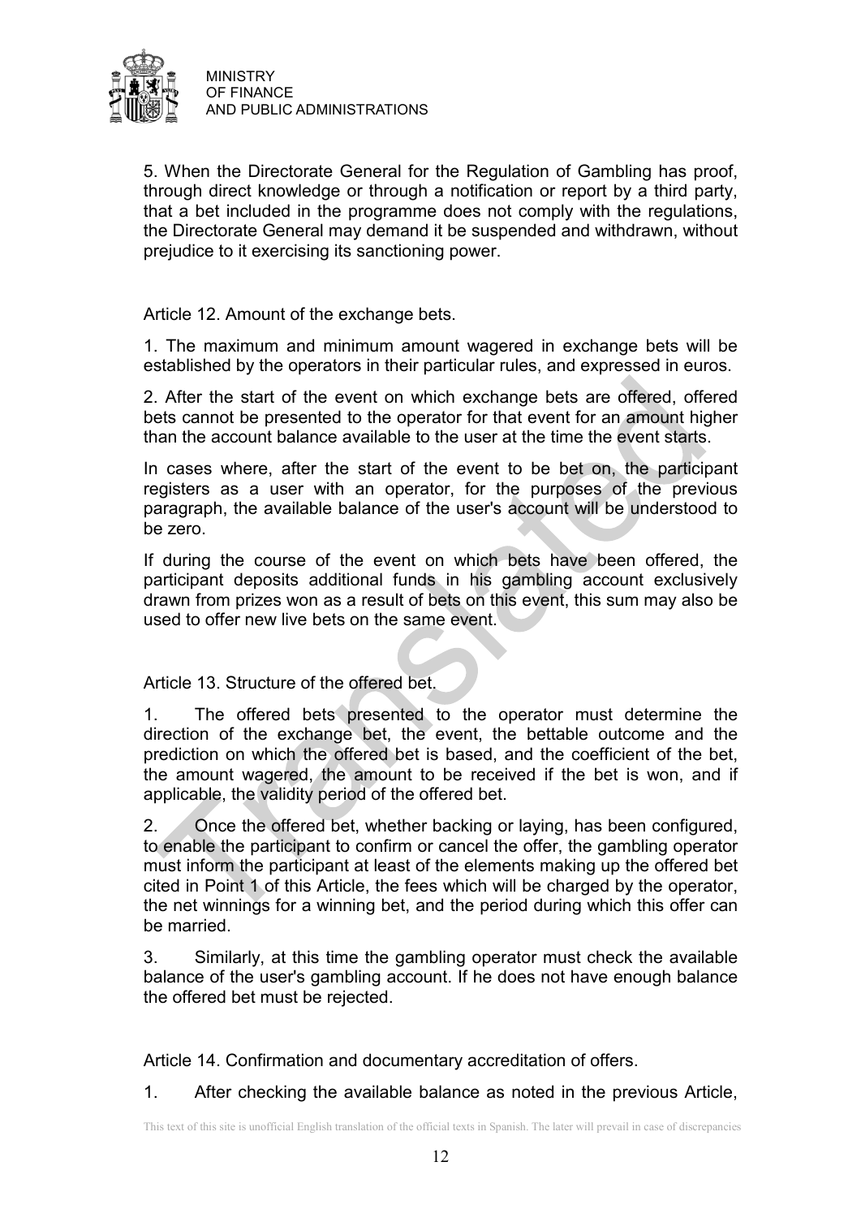5. When the Directorate General for the Regulation of Gambling has proof, through direct knowledge or through a notification or report by a third party, that a bet included in the programme does not comply with the regulations, the Directorate General may demand it be suspended and withdrawn, without prejudice to it exercising its sanctioning power.

Article 12. Amount of the exchange bets.

1. The maximum and minimum amount wagered in exchange bets will be established by the operators in their particular rules, and expressed in euros.

2. After the start of the event on which exchange bets are offered, offered bets cannot be presented to the operator for that event for an amount higher than the account balance available to the user at the time the event starts.

In cases where, after the start of the event to be bet on, the participant registers as a user with an operator, for the purposes of the previous paragraph, the available balance of the user's account will be understood to be zero.

If during the course of the event on which bets have been offered, the participant deposits additional funds in his gambling account exclusively drawn from prizes won as a result of bets on this event, this sum may also be used to offer new live bets on the same event.

Article 13. Structure of the offered bet.

1. The offered bets presented to the operator must determine the direction of the exchange bet, the event, the bettable outcome and the prediction on which the offered bet is based, and the coefficient of the bet, the amount wagered, the amount to be received if the bet is won, and if applicable, the validity period of the offered bet.

2. Once the offered bet, whether backing or laying, has been configured, to enable the participant to confirm or cancel the offer, the gambling operator must inform the participant at least of the elements making up the offered bet cited in Point 1 of this Article, the fees which will be charged by the operator, the net winnings for a winning bet, and the period during which this offer can be married.

3. Similarly, at this time the gambling operator must check the available balance of the user's gambling account. If he does not have enough balance the offered bet must be rejected.

Article 14. Confirmation and documentary accreditation of offers.

1. After checking the available balance as noted in the previous Article,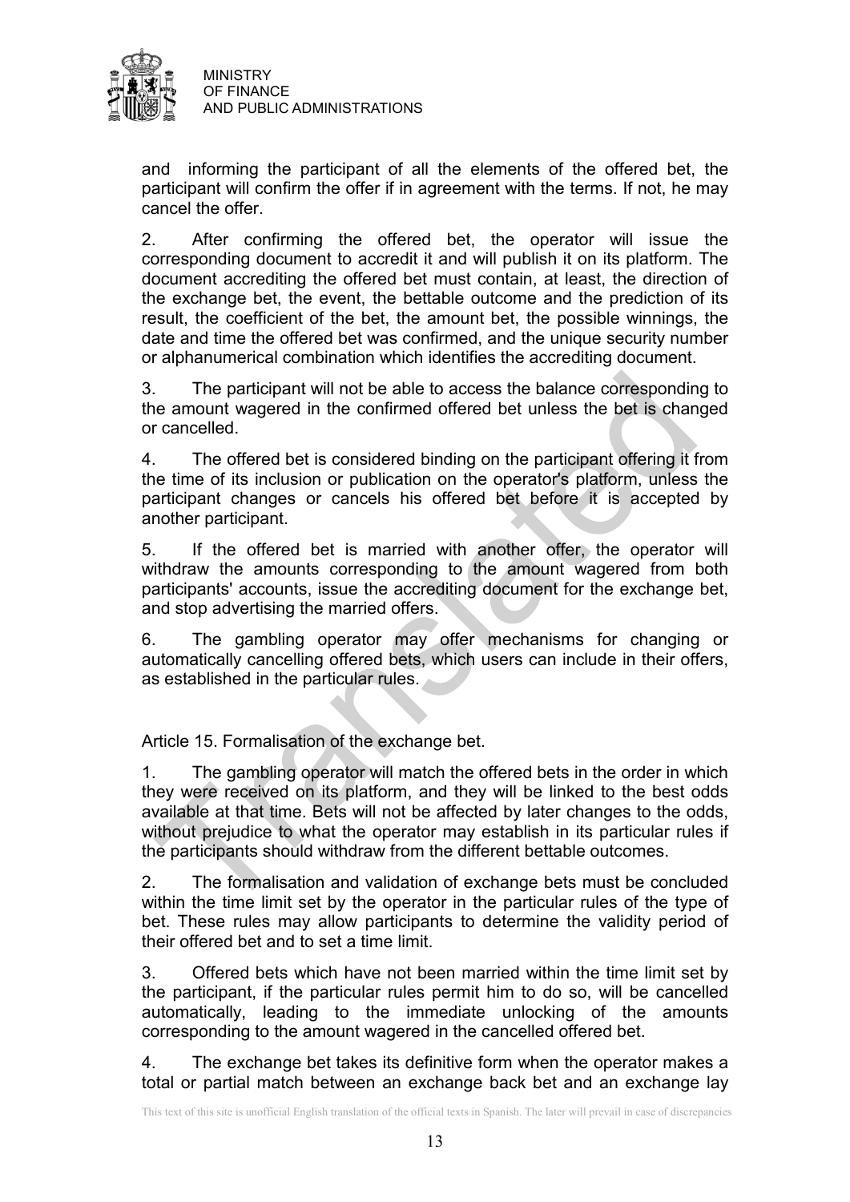and informing the participant of all the elements of the offered bet, the participant will confirm the offer if in agreement with the terms. If not, he may cancel the offer.

2. After confirming the offered bet, the operator will issue the corresponding document to accredit it and will publish it on its platform. The document accrediting the offered bet must contain, at least, the direction of the exchange bet, the event, the bettable outcome and the prediction of its result, the coefficient of the bet, the amount bet, the possible winnings, the date and time the offered bet was confirmed, and the unique security number or alphanumerical combination which identifies the accrediting document.

3. The participant will not be able to access the balance corresponding to the amount wagered in the confirmed offered bet unless the bet is changed or cancelled.

4. The offered bet is considered binding on the participant offering it from the time of its inclusion or publication on the operator's platform, unless the participant changes or cancels his offered bet before it is accepted by another participant.

5. If the offered bet is married with another offer, the operator will withdraw the amounts corresponding to the amount wagered from both participants' accounts, issue the accrediting document for the exchange bet, and stop advertising the married offers.

6. The gambling operator may offer mechanisms for changing or automatically cancelling offered bets, which users can include in their offers, as established in the particular rules.

Article 15. Formalisation of the exchange bet.

1. The gambling operator will match the offered bets in the order in which they were received on its platform, and they will be linked to the best odds available at that time. Bets will not be affected by later changes to the odds, without prejudice to what the operator may establish in its particular rules if the participants should withdraw from the different bettable outcomes.

2. The formalisation and validation of exchange bets must be concluded within the time limit set by the operator in the particular rules of the type of bet. These rules may allow participants to determine the validity period of their offered bet and to set a time limit.

3. Offered bets which have not been married within the time limit set by the participant, if the particular rules permit him to do so, will be cancelled automatically, leading to the immediate unlocking of the amounts corresponding to the amount wagered in the cancelled offered bet.

4. The exchange bet takes its definitive form when the operator makes a total or partial match between an exchange back bet and an exchange lay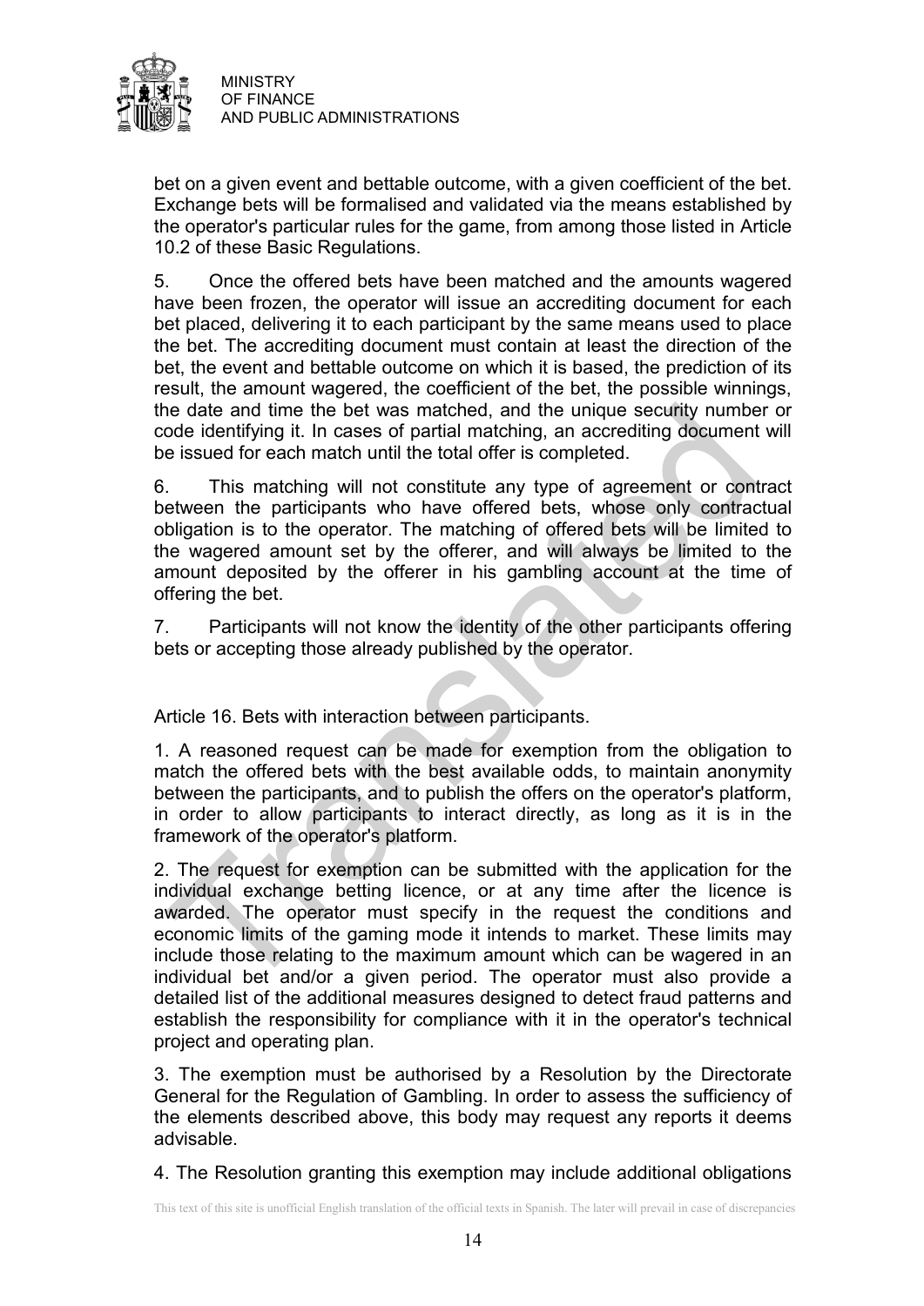bet on a given event and bettable outcome, with a given coefficient of the bet. Exchange bets will be formalised and validated via the means established by the operator's particular rules for the game, from among those listed in Article 10.2 of these Basic Regulations.

5. Once the offered bets have been matched and the amounts wagered have been frozen, the operator will issue an accrediting document for each bet placed, delivering it to each participant by the same means used to place the bet. The accrediting document must contain at least the direction of the bet, the event and bettable outcome on which it is based, the prediction of its result, the amount wagered, the coefficient of the bet, the possible winnings, the date and time the bet was matched, and the unique security number or code identifying it. In cases of partial matching, an accrediting document will be issued for each match until the total offer is completed.

6. This matching will not constitute any type of agreement or contract between the participants who have offered bets, whose only contractual obligation is to the operator. The matching of offered bets will be limited to the wagered amount set by the offerer, and will always be limited to the amount deposited by the offerer in his gambling account at the time of offering the bet.

7. Participants will not know the identity of the other participants offering bets or accepting those already published by the operator.

## Article 16. Bets with interaction between participants.

1. A reasoned request can be made for exemption from the obligation to match the offered bets with the best available odds, to maintain anonymity between the participants, and to publish the offers on the operator's platform, in order to allow participants to interact directly, as long as it is in the framework of the operator's platform.

2. The request for exemption can be submitted with the application for the individual exchange betting licence, or at any time after the licence is awarded. The operator must specify in the request the conditions and economic limits of the gaming mode it intends to market. These limits may include those relating to the maximum amount which can be wagered in an individual bet and/or a given period. The operator must also provide a detailed list of the additional measures designed to detect fraud patterns and establish the responsibility for compliance with it in the operator's technical project and operating plan.

3. The exemption must be authorised by a Resolution by the Directorate General for the Regulation of Gambling. In order to assess the sufficiency of the elements described above, this body may request any reports it deems advisable.

4. The Resolution granting this exemption may include additional obligations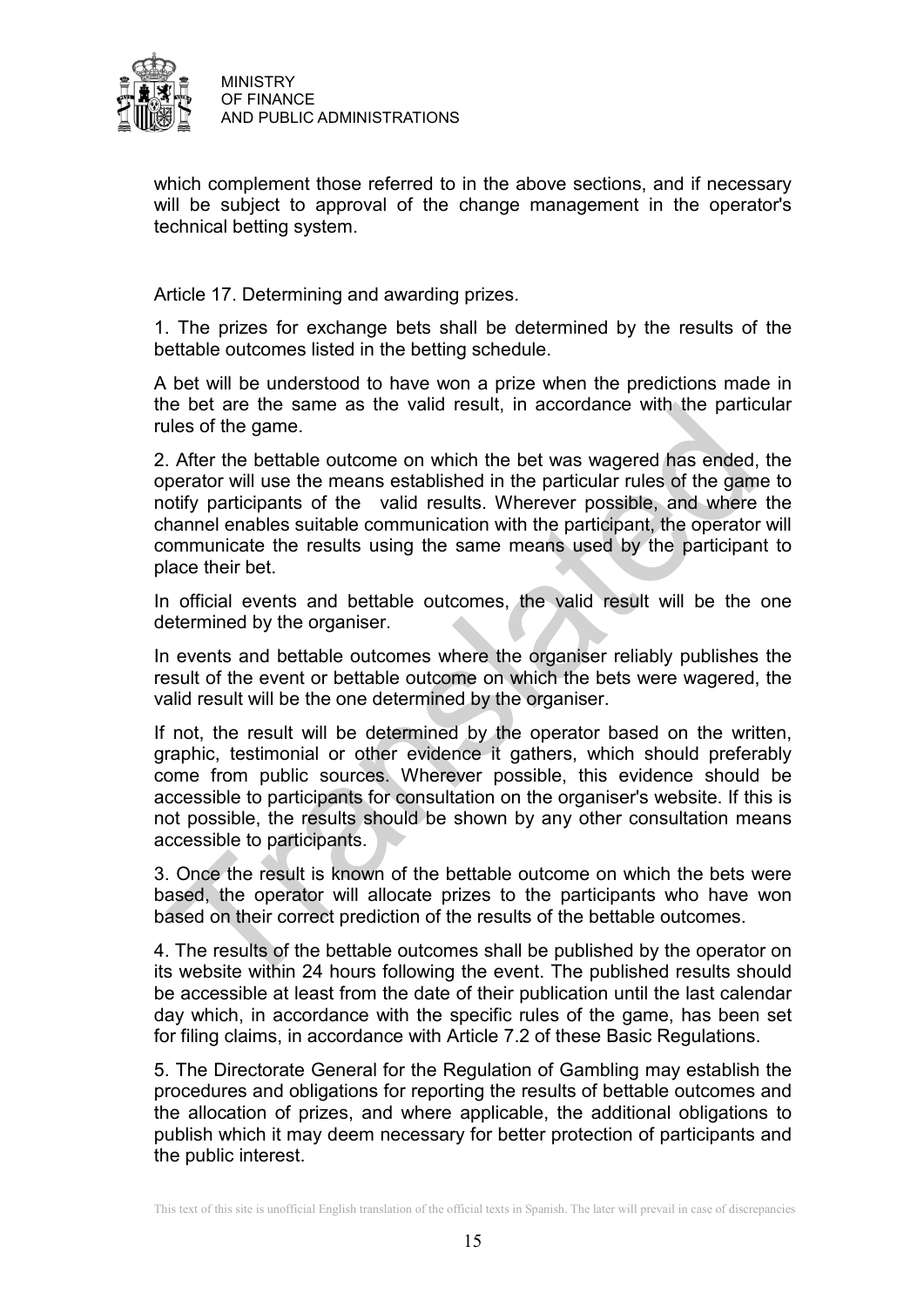which complement those referred to in the above sections, and if necessary will be subject to approval of the change management in the operator's technical betting system.

Article 17. Determining and awarding prizes.

1. The prizes for exchange bets shall be determined by the results of the bettable outcomes listed in the betting schedule.

A bet will be understood to have won a prize when the predictions made in the bet are the same as the valid result, in accordance with the particular rules of the game.

2. After the bettable outcome on which the bet was wagered has ended, the operator will use the means established in the particular rules of the game to notify participants of the valid results. Wherever possible, and where the channel enables suitable communication with the participant, the operator will communicate the results using the same means used by the participant to place their bet.

In official events and bettable outcomes, the valid result will be the one determined by the organiser.

In events and bettable outcomes where the organiser reliably publishes the result of the event or bettable outcome on which the bets were wagered, the valid result will be the one determined by the organiser.

If not, the result will be determined by the operator based on the written, graphic, testimonial or other evidence it gathers, which should preferably come from public sources. Wherever possible, this evidence should be accessible to participants for consultation on the organiser's website. If this is not possible, the results should be shown by any other consultation means accessible to participants.

3. Once the result is known of the bettable outcome on which the bets were based, the operator will allocate prizes to the participants who have won based on their correct prediction of the results of the bettable outcomes.

4. The results of the bettable outcomes shall be published by the operator on its website within 24 hours following the event. The published results should be accessible at least from the date of their publication until the last calendar day which, in accordance with the specific rules of the game, has been set for filing claims, in accordance with Article 7.2 of these Basic Regulations.

5. The Directorate General for the Regulation of Gambling may establish the procedures and obligations for reporting the results of bettable outcomes and the allocation of prizes, and where applicable, the additional obligations to publish which it may deem necessary for better protection of participants and the public interest.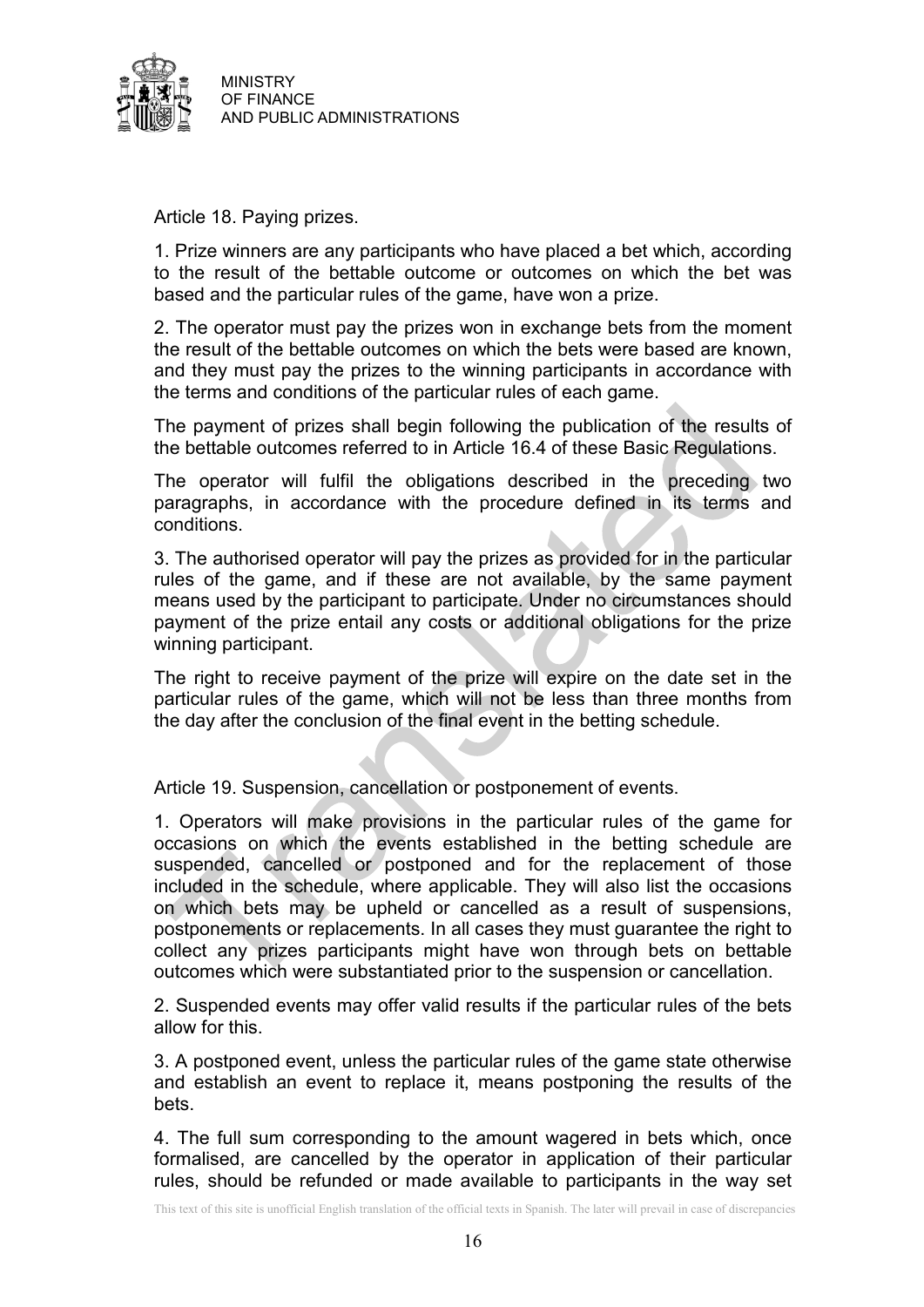Article 18. Paying prizes.

1. Prize winners are any participants who have placed a bet which, according to the result of the bettable outcome or outcomes on which the bet was based and the particular rules of the game, have won a prize.

2. The operator must pay the prizes won in exchange bets from the moment the result of the bettable outcomes on which the bets were based are known, and they must pay the prizes to the winning participants in accordance with the terms and conditions of the particular rules of each game.

The payment of prizes shall begin following the publication of the results of the bettable outcomes referred to in Article 16.4 of these Basic Regulations.

The operator will fulfil the obligations described in the preceding two paragraphs, in accordance with the procedure defined in its terms and conditions.

3. The authorised operator will pay the prizes as provided for in the particular rules of the game, and if these are not available, by the same payment means used by the participant to participate. Under no circumstances should payment of the prize entail any costs or additional obligations for the prize winning participant.

The right to receive payment of the prize will expire on the date set in the particular rules of the game, which will not be less than three months from the day after the conclusion of the final event in the betting schedule.

Article 19. Suspension, cancellation or postponement of events.

1. Operators will make provisions in the particular rules of the game for occasions on which the events established in the betting schedule are suspended, cancelled or postponed and for the replacement of those included in the schedule, where applicable. They will also list the occasions on which bets may be upheld or cancelled as a result of suspensions, postponements or replacements. In all cases they must guarantee the right to collect any prizes participants might have won through bets on bettable outcomes which were substantiated prior to the suspension or cancellation.

2. Suspended events may offer valid results if the particular rules of the bets allow for this.

3. A postponed event, unless the particular rules of the game state otherwise and establish an event to replace it, means postponing the results of the bets.

4. The full sum corresponding to the amount wagered in bets which, once formalised, are cancelled by the operator in application of their particular rules, should be refunded or made available to participants in the way set

This text of this site is unofficial English translation of the official texts in Spanish. The later will prevail in case of discrepancies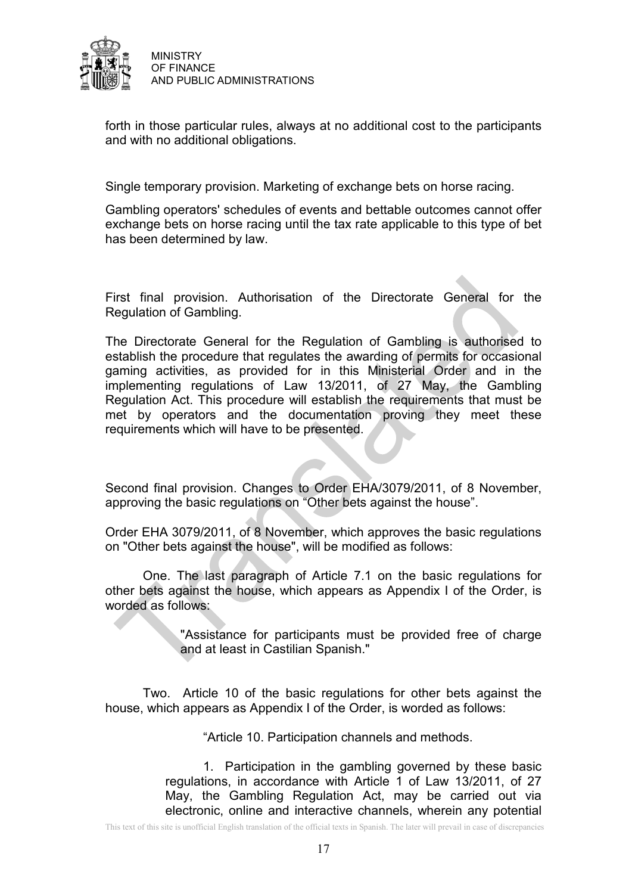forth in those particular rules, always at no additional cost to the participants and with no additional obligations.

Single temporary provision. Marketing of exchange bets on horse racing.

Gambling operators' schedules of events and bettable outcomes cannot offer exchange bets on horse racing until the tax rate applicable to this type of bet has been determined by law.

First final provision. Authorisation of the Directorate General for the Regulation of Gambling.

The Directorate General for the Regulation of Gambling is authorised to establish the procedure that regulates the awarding of permits for occasional gaming activities, as provided for in this Ministerial Order and in the implementing regulations of Law 13/2011, of 27 May, the Gambling Regulation Act. This procedure will establish the requirements that must be met by operators and the documentation proving they meet these requirements which will have to be presented.

Second final provision. Changes to Order EHA/3079/2011, of 8 November, approving the basic regulations on “Other bets against the house”.

Order EHA 3079/2011, of 8 November, which approves the basic regulations on "Other bets against the house", will be modified as follows:

One. The last paragraph of Article 7.1 on the basic regulations for other bets against the house, which appears as Appendix I of the Order, is worded as follows:

> "Assistance for participants must be provided free of charge and at least in Castilian Spanish."

Two. Article 10 of the basic regulations for other bets against the house, which appears as Appendix I of the Order, is worded as follows:

> “Article 10. Participation channels and methods.
>
> 1. Participation in the gambling governed by these basic regulations, in accordance with Article 1 of Law 13/2011, of 27 May, the Gambling Regulation Act, may be carried out via electronic, online and interactive channels, wherein any potential

This text of this site is unofficial English translation of the official texts in Spanish. The later will prevail in case of discrepancies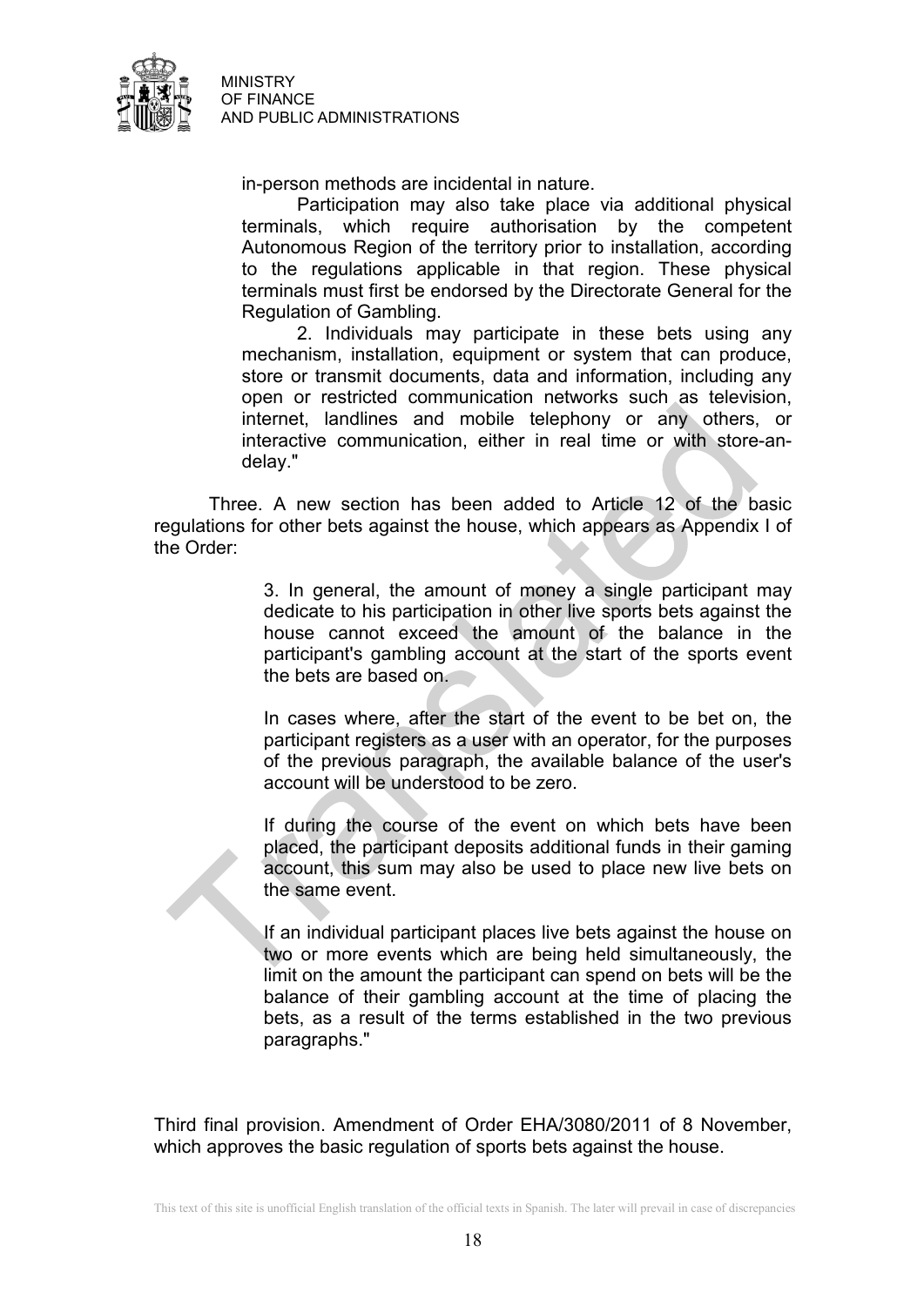in-person methods are incidental in nature.

Participation may also take place via additional physical terminals, which require authorisation by the competent Autonomous Region of the territory prior to installation, according to the regulations applicable in that region. These physical terminals must first be endorsed by the Directorate General for the Regulation of Gambling.

2. Individuals may participate in these bets using any mechanism, installation, equipment or system that can produce, store or transmit documents, data and information, including any open or restricted communication networks such as television, internet, landlines and mobile telephony or any others, or interactive communication, either in real time or with store-an-delay."

Three. A new section has been added to Article 12 of the basic regulations for other bets against the house, which appears as Appendix I of the Order:

> 3. In general, the amount of money a single participant may dedicate to his participation in other live sports bets against the house cannot exceed the amount of the balance in the participant's gambling account at the start of the sports event the bets are based on.
>
> In cases where, after the start of the event to be bet on, the participant registers as a user with an operator, for the purposes of the previous paragraph, the available balance of the user's account will be understood to be zero.
>
> If during the course of the event on which bets have been placed, the participant deposits additional funds in their gaming account, this sum may also be used to place new live bets on the same event.
>
> If an individual participant places live bets against the house on two or more events which are being held simultaneously, the limit on the amount the participant can spend on bets will be the balance of their gambling account at the time of placing the bets, as a result of the terms established in the two previous paragraphs."

Third final provision. Amendment of Order EHA/3080/2011 of 8 November, which approves the basic regulation of sports bets against the house.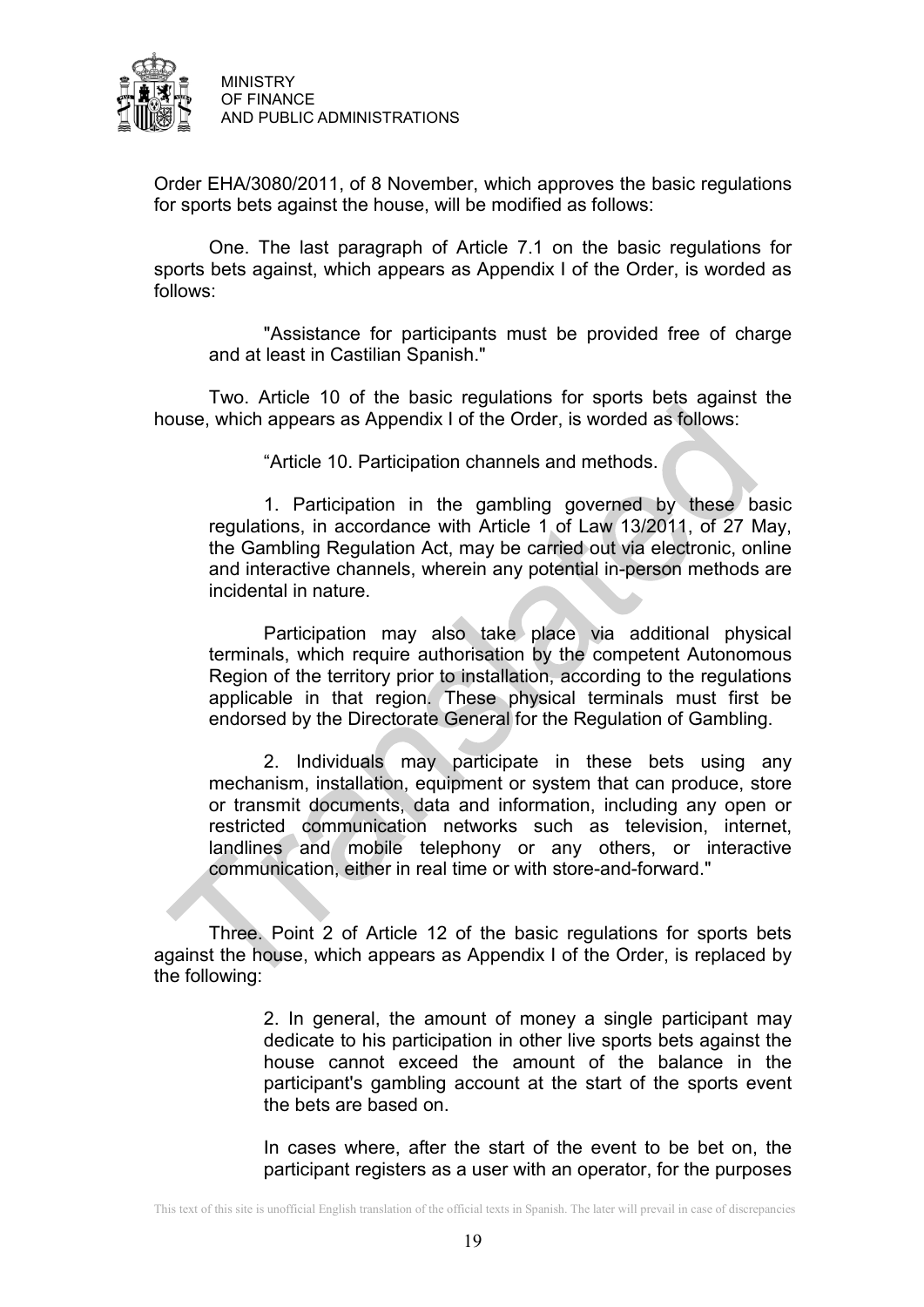Order EHA/3080/2011, of 8 November, which approves the basic regulations for sports bets against the house, will be modified as follows:

One. The last paragraph of Article 7.1 on the basic regulations for sports bets against, which appears as Appendix I of the Order, is worded as follows:

> "Assistance for participants must be provided free of charge and at least in Castilian Spanish."

Two. Article 10 of the basic regulations for sports bets against the house, which appears as Appendix I of the Order, is worded as follows:

> "Article 10. Participation channels and methods.
>
> 1. Participation in the gambling governed by these basic regulations, in accordance with Article 1 of Law 13/2011, of 27 May, the Gambling Regulation Act, may be carried out via electronic, online and interactive channels, wherein any potential in-person methods are incidental in nature.
>
> Participation may also take place via additional physical terminals, which require authorisation by the competent Autonomous Region of the territory prior to installation, according to the regulations applicable in that region. These physical terminals must first be endorsed by the Directorate General for the Regulation of Gambling.
>
> 2. Individuals may participate in these bets using any mechanism, installation, equipment or system that can produce, store or transmit documents, data and information, including any open or restricted communication networks such as television, internet, landlines and mobile telephony or any others, or interactive communication, either in real time or with store-and-forward."

Three. Point 2 of Article 12 of the basic regulations for sports bets against the house, which appears as Appendix I of the Order, is replaced by the following:

> 2. In general, the amount of money a single participant may dedicate to his participation in other live sports bets against the house cannot exceed the amount of the balance in the participant's gambling account at the start of the sports event the bets are based on.
>
> In cases where, after the start of the event to be bet on, the participant registers as a user with an operator, for the purposes

This text of this site is unofficial English translation of the official texts in Spanish. The later will prevail in case of discrepancies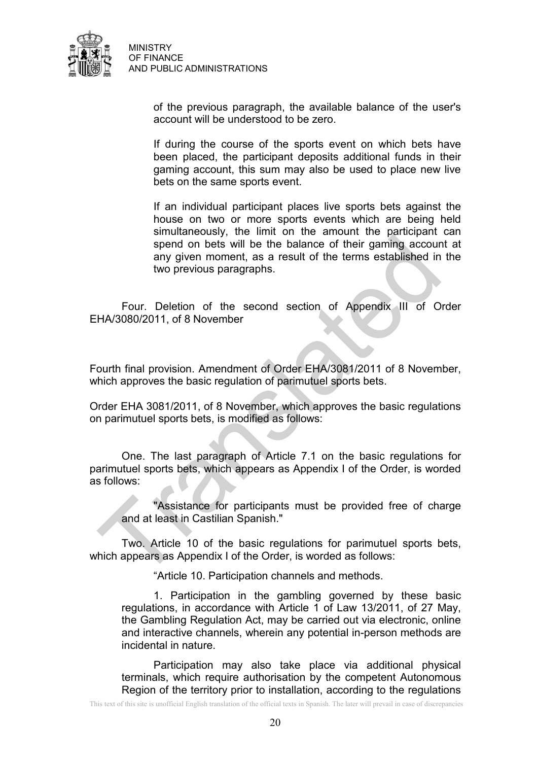of the previous paragraph, the available balance of the user's account will be understood to be zero.

If during the course of the sports event on which bets have been placed, the participant deposits additional funds in their gaming account, this sum may also be used to place new live bets on the same sports event.

If an individual participant places live sports bets against the house on two or more sports events which are being held simultaneously, the limit on the amount the participant can spend on bets will be the balance of their gaming account at any given moment, as a result of the terms established in the two previous paragraphs.

Four. Deletion of the second section of Appendix III of Order EHA/3080/2011, of 8 November

Fourth final provision. Amendment of Order EHA/3081/2011 of 8 November, which approves the basic regulation of parimutuel sports bets.

Order EHA 3081/2011, of 8 November, which approves the basic regulations on parimutuel sports bets, is modified as follows:

One. The last paragraph of Article 7.1 on the basic regulations for parimutuel sports bets, which appears as Appendix I of the Order, is worded as follows:

"Assistance for participants must be provided free of charge and at least in Castilian Spanish."

Two. Article 10 of the basic regulations for parimutuel sports bets, which appears as Appendix I of the Order, is worded as follows:

"Article 10. Participation channels and methods.

1. Participation in the gambling governed by these basic regulations, in accordance with Article 1 of Law 13/2011, of 27 May, the Gambling Regulation Act, may be carried out via electronic, online and interactive channels, wherein any potential in-person methods are incidental in nature.

Participation may also take place via additional physical terminals, which require authorisation by the competent Autonomous Region of the territory prior to installation, according to the regulations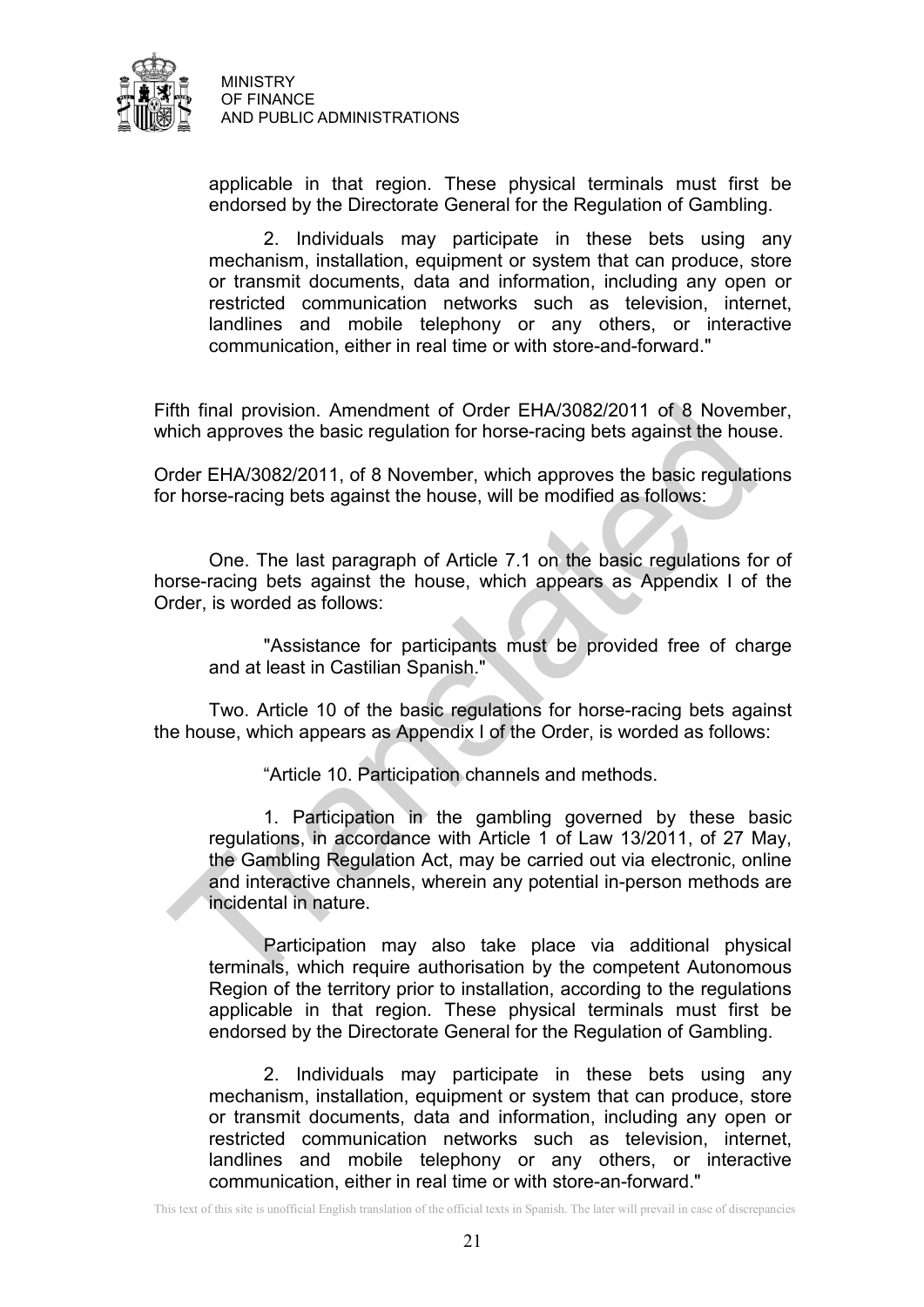applicable in that region. These physical terminals must first be endorsed by the Directorate General for the Regulation of Gambling.

2. Individuals may participate in these bets using any mechanism, installation, equipment or system that can produce, store or transmit documents, data and information, including any open or restricted communication networks such as television, internet, landlines and mobile telephony or any others, or interactive communication, either in real time or with store-and-forward."

Fifth final provision. Amendment of Order EHA/3082/2011 of 8 November, which approves the basic regulation for horse-racing bets against the house.

Order EHA/3082/2011, of 8 November, which approves the basic regulations for horse-racing bets against the house, will be modified as follows:

One. The last paragraph of Article 7.1 on the basic regulations for of horse-racing bets against the house, which appears as Appendix I of the Order, is worded as follows:

"Assistance for participants must be provided free of charge and at least in Castilian Spanish."

Two. Article 10 of the basic regulations for horse-racing bets against the house, which appears as Appendix I of the Order, is worded as follows:

"Article 10. Participation channels and methods.

1. Participation in the gambling governed by these basic regulations, in accordance with Article 1 of Law 13/2011, of 27 May, the Gambling Regulation Act, may be carried out via electronic, online and interactive channels, wherein any potential in-person methods are incidental in nature.

Participation may also take place via additional physical terminals, which require authorisation by the competent Autonomous Region of the territory prior to installation, according to the regulations applicable in that region. These physical terminals must first be endorsed by the Directorate General for the Regulation of Gambling.

2. Individuals may participate in these bets using any mechanism, installation, equipment or system that can produce, store or transmit documents, data and information, including any open or restricted communication networks such as television, internet, landlines and mobile telephony or any others, or interactive communication, either in real time or with store-an-forward."

This text of this site is unofficial English translation of the official texts in Spanish. The later will prevail in case of discrepancies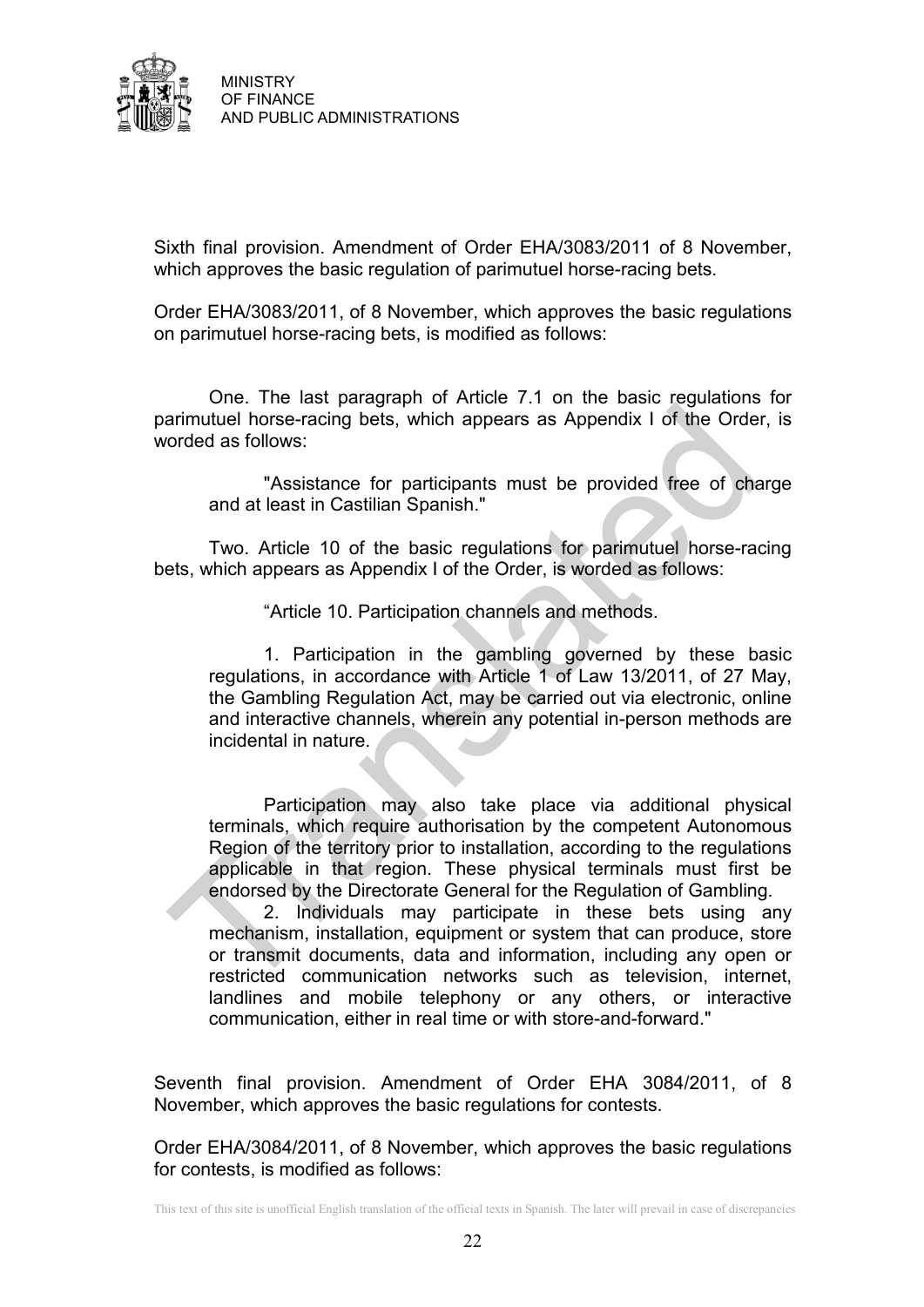Sixth final provision. Amendment of Order EHA/3083/2011 of 8 November, which approves the basic regulation of parimutuel horse-racing bets.

Order EHA/3083/2011, of 8 November, which approves the basic regulations on parimutuel horse-racing bets, is modified as follows:

One. The last paragraph of Article 7.1 on the basic regulations for parimutuel horse-racing bets, which appears as Appendix I of the Order, is worded as follows:

> "Assistance for participants must be provided free of charge and at least in Castilian Spanish."

Two. Article 10 of the basic regulations for parimutuel horse-racing bets, which appears as Appendix I of the Order, is worded as follows:

> "Article 10. Participation channels and methods.
>
> 1. Participation in the gambling governed by these basic regulations, in accordance with Article 1 of Law 13/2011, of 27 May, the Gambling Regulation Act, may be carried out via electronic, online and interactive channels, wherein any potential in-person methods are incidental in nature.
>
> Participation may also take place via additional physical terminals, which require authorisation by the competent Autonomous Region of the territory prior to installation, according to the regulations applicable in that region. These physical terminals must first be endorsed by the Directorate General for the Regulation of Gambling.
>
> 2. Individuals may participate in these bets using any mechanism, installation, equipment or system that can produce, store or transmit documents, data and information, including any open or restricted communication networks such as television, internet, landlines and mobile telephony or any others, or interactive communication, either in real time or with store-and-forward."

Seventh final provision. Amendment of Order EHA 3084/2011, of 8 November, which approves the basic regulations for contests.

Order EHA/3084/2011, of 8 November, which approves the basic regulations for contests, is modified as follows:

This text of this site is unofficial English translation of the official texts in Spanish. The later will prevail in case of discrepancies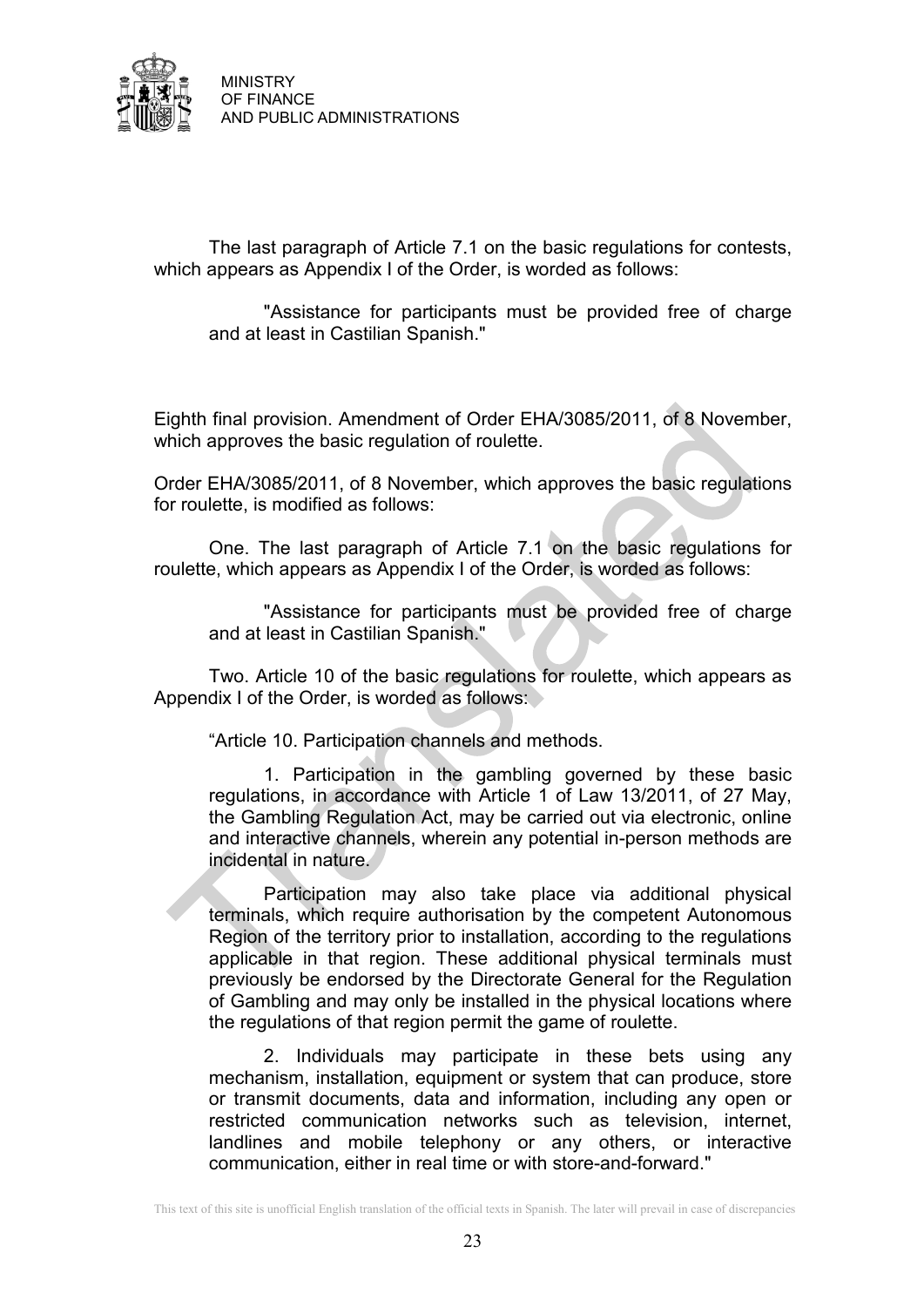The last paragraph of Article 7.1 on the basic regulations for contests, which appears as Appendix I of the Order, is worded as follows:

> "Assistance for participants must be provided free of charge and at least in Castilian Spanish."

Eighth final provision. Amendment of Order EHA/3085/2011, of 8 November, which approves the basic regulation of roulette.

Order EHA/3085/2011, of 8 November, which approves the basic regulations for roulette, is modified as follows:

One. The last paragraph of Article 7.1 on the basic regulations for roulette, which appears as Appendix I of the Order, is worded as follows:

> "Assistance for participants must be provided free of charge and at least in Castilian Spanish."

Two. Article 10 of the basic regulations for roulette, which appears as Appendix I of the Order, is worded as follows:

"Article 10. Participation channels and methods.

> 1. Participation in the gambling governed by these basic regulations, in accordance with Article 1 of Law 13/2011, of 27 May, the Gambling Regulation Act, may be carried out via electronic, online and interactive channels, wherein any potential in-person methods are incidental in nature.
>
> Participation may also take place via additional physical terminals, which require authorisation by the competent Autonomous Region of the territory prior to installation, according to the regulations applicable in that region. These additional physical terminals must previously be endorsed by the Directorate General for the Regulation of Gambling and may only be installed in the physical locations where the regulations of that region permit the game of roulette.
>
> 2. Individuals may participate in these bets using any mechanism, installation, equipment or system that can produce, store or transmit documents, data and information, including any open or restricted communication networks such as television, internet, landlines and mobile telephony or any others, or interactive communication, either in real time or with store-and-forward."

This text of this site is unofficial English translation of the official texts in Spanish. The later will prevail in case of discrepancies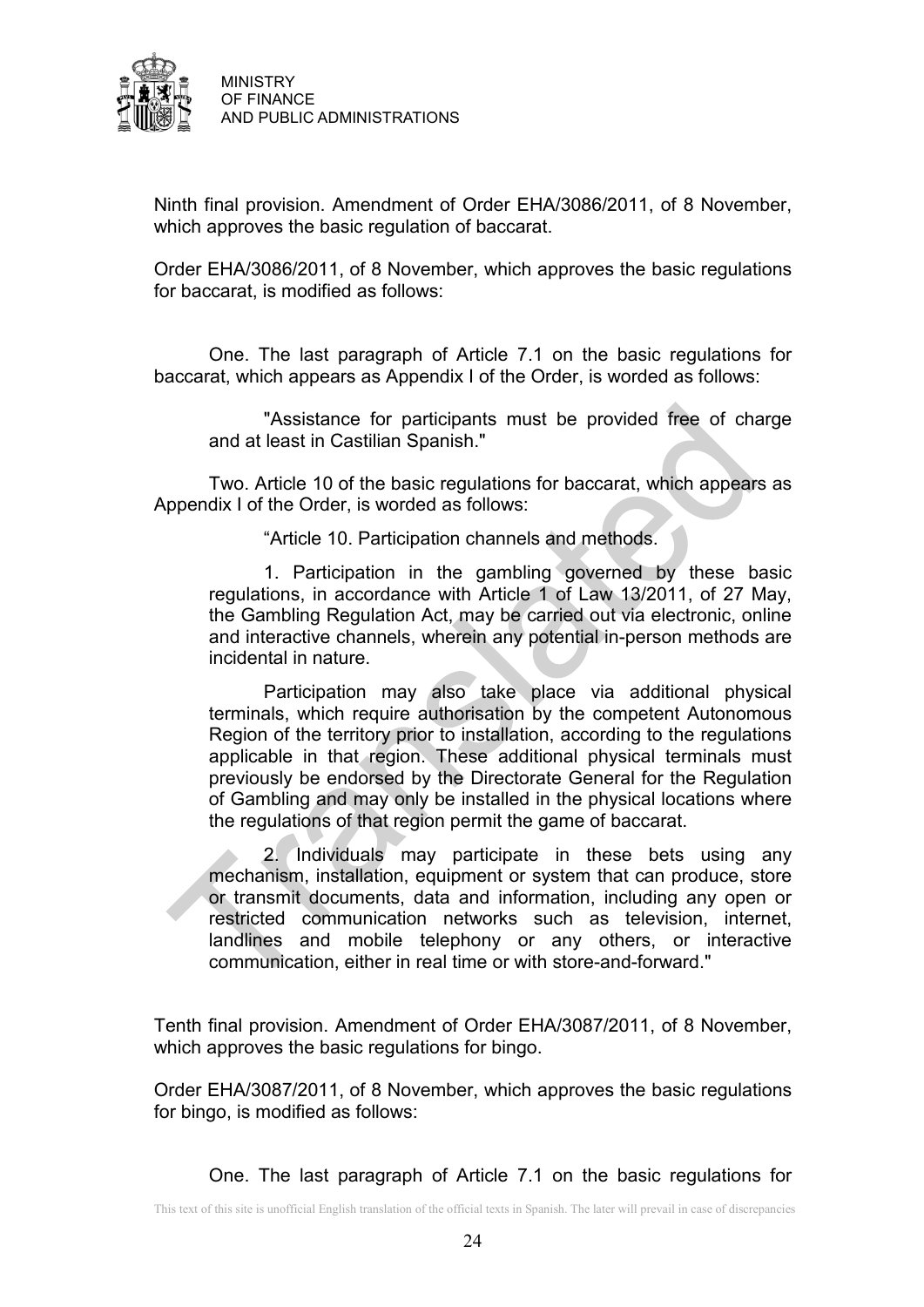Ninth final provision. Amendment of Order EHA/3086/2011, of 8 November, which approves the basic regulation of baccarat.

Order EHA/3086/2011, of 8 November, which approves the basic regulations for baccarat, is modified as follows:

One. The last paragraph of Article 7.1 on the basic regulations for baccarat, which appears as Appendix I of the Order, is worded as follows:

> "Assistance for participants must be provided free of charge and at least in Castilian Spanish."

Two. Article 10 of the basic regulations for baccarat, which appears as Appendix I of the Order, is worded as follows:

> "Article 10. Participation channels and methods.
>
> 1. Participation in the gambling governed by these basic regulations, in accordance with Article 1 of Law 13/2011, of 27 May, the Gambling Regulation Act, may be carried out via electronic, online and interactive channels, wherein any potential in-person methods are incidental in nature.
>
> Participation may also take place via additional physical terminals, which require authorisation by the competent Autonomous Region of the territory prior to installation, according to the regulations applicable in that region. These additional physical terminals must previously be endorsed by the Directorate General for the Regulation of Gambling and may only be installed in the physical locations where the regulations of that region permit the game of baccarat.
>
> 2. Individuals may participate in these bets using any mechanism, installation, equipment or system that can produce, store or transmit documents, data and information, including any open or restricted communication networks such as television, internet, landlines and mobile telephony or any others, or interactive communication, either in real time or with store-and-forward."

Tenth final provision. Amendment of Order EHA/3087/2011, of 8 November, which approves the basic regulations for bingo.

Order EHA/3087/2011, of 8 November, which approves the basic regulations for bingo, is modified as follows:

One. The last paragraph of Article 7.1 on the basic regulations for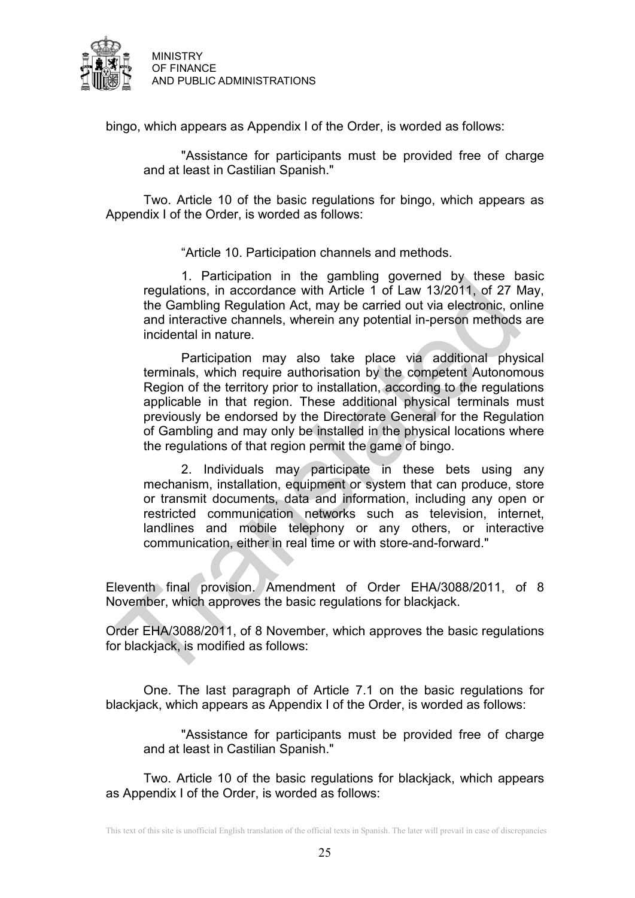bingo, which appears as Appendix I of the Order, is worded as follows:

> "Assistance for participants must be provided free of charge and at least in Castilian Spanish."

Two. Article 10 of the basic regulations for bingo, which appears as Appendix I of the Order, is worded as follows:

> "Article 10. Participation channels and methods.
>
> 1. Participation in the gambling governed by these basic regulations, in accordance with Article 1 of Law 13/2011, of 27 May, the Gambling Regulation Act, may be carried out via electronic, online and interactive channels, wherein any potential in-person methods are incidental in nature.
>
> Participation may also take place via additional physical terminals, which require authorisation by the competent Autonomous Region of the territory prior to installation, according to the regulations applicable in that region. These additional physical terminals must previously be endorsed by the Directorate General for the Regulation of Gambling and may only be installed in the physical locations where the regulations of that region permit the game of bingo.
>
> 2. Individuals may participate in these bets using any mechanism, installation, equipment or system that can produce, store or transmit documents, data and information, including any open or restricted communication networks such as television, internet, landlines and mobile telephony or any others, or interactive communication, either in real time or with store-and-forward."

Eleventh final provision. Amendment of Order EHA/3088/2011, of 8 November, which approves the basic regulations for blackjack.

Order EHA/3088/2011, of 8 November, which approves the basic regulations for blackjack, is modified as follows:

One. The last paragraph of Article 7.1 on the basic regulations for blackjack, which appears as Appendix I of the Order, is worded as follows:

> "Assistance for participants must be provided free of charge and at least in Castilian Spanish."

Two. Article 10 of the basic regulations for blackjack, which appears as Appendix I of the Order, is worded as follows: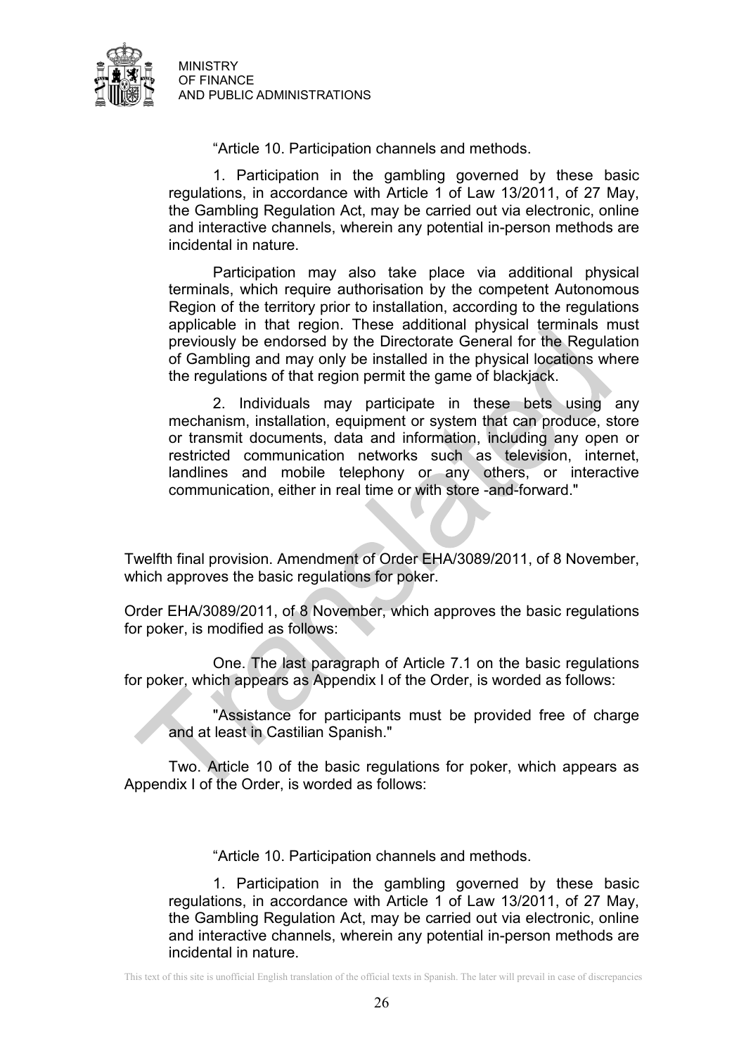"Article 10. Participation channels and methods.

1. Participation in the gambling governed by these basic regulations, in accordance with Article 1 of Law 13/2011, of 27 May, the Gambling Regulation Act, may be carried out via electronic, online and interactive channels, wherein any potential in-person methods are incidental in nature.

Participation may also take place via additional physical terminals, which require authorisation by the competent Autonomous Region of the territory prior to installation, according to the regulations applicable in that region. These additional physical terminals must previously be endorsed by the Directorate General for the Regulation of Gambling and may only be installed in the physical locations where the regulations of that region permit the game of blackjack.

2. Individuals may participate in these bets using any mechanism, installation, equipment or system that can produce, store or transmit documents, data and information, including any open or restricted communication networks such as television, internet, landlines and mobile telephony or any others, or interactive communication, either in real time or with store -and-forward."

Twelfth final provision. Amendment of Order EHA/3089/2011, of 8 November, which approves the basic regulations for poker.

Order EHA/3089/2011, of 8 November, which approves the basic regulations for poker, is modified as follows:

One. The last paragraph of Article 7.1 on the basic regulations for poker, which appears as Appendix I of the Order, is worded as follows:

"Assistance for participants must be provided free of charge and at least in Castilian Spanish."

Two. Article 10 of the basic regulations for poker, which appears as Appendix I of the Order, is worded as follows:

"Article 10. Participation channels and methods.

1. Participation in the gambling governed by these basic regulations, in accordance with Article 1 of Law 13/2011, of 27 May, the Gambling Regulation Act, may be carried out via electronic, online and interactive channels, wherein any potential in-person methods are incidental in nature.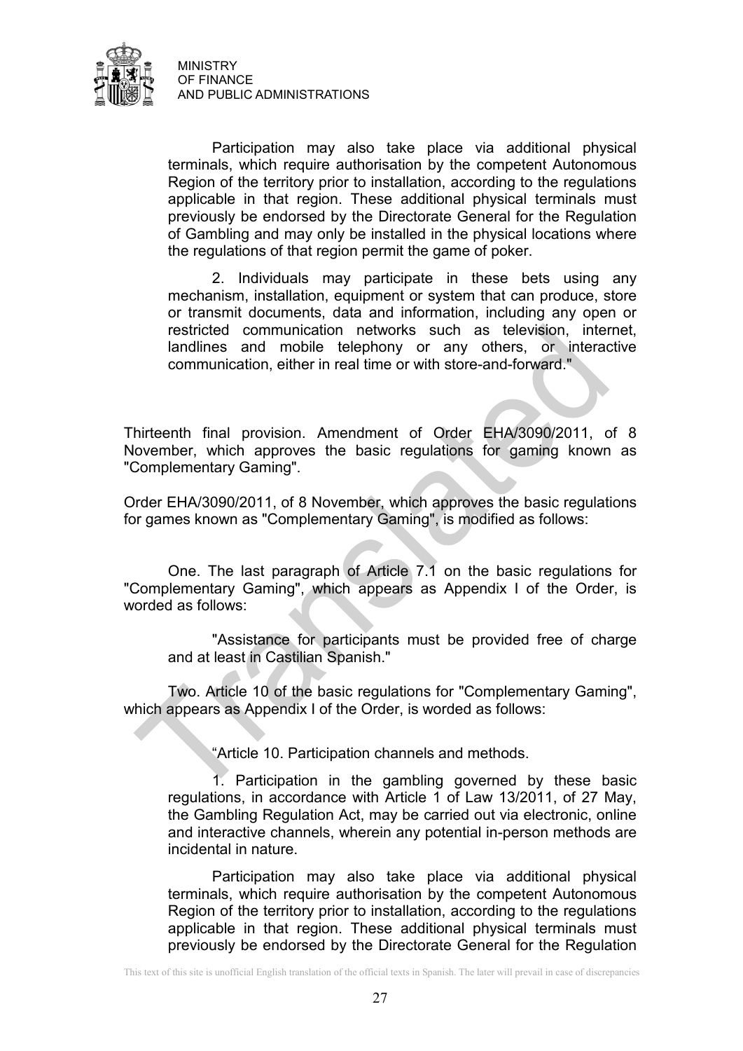Participation may also take place via additional physical terminals, which require authorisation by the competent Autonomous Region of the territory prior to installation, according to the regulations applicable in that region. These additional physical terminals must previously be endorsed by the Directorate General for the Regulation of Gambling and may only be installed in the physical locations where the regulations of that region permit the game of poker.

2. Individuals may participate in these bets using any mechanism, installation, equipment or system that can produce, store or transmit documents, data and information, including any open or restricted communication networks such as television, internet, landlines and mobile telephony or any others, or interactive communication, either in real time or with store-and-forward."

Thirteenth final provision. Amendment of Order EHA/3090/2011, of 8 November, which approves the basic regulations for gaming known as "Complementary Gaming".

Order EHA/3090/2011, of 8 November, which approves the basic regulations for games known as "Complementary Gaming", is modified as follows:

One. The last paragraph of Article 7.1 on the basic regulations for "Complementary Gaming", which appears as Appendix I of the Order, is worded as follows:

"Assistance for participants must be provided free of charge and at least in Castilian Spanish."

Two. Article 10 of the basic regulations for "Complementary Gaming", which appears as Appendix I of the Order, is worded as follows:

"Article 10. Participation channels and methods.

1. Participation in the gambling governed by these basic regulations, in accordance with Article 1 of Law 13/2011, of 27 May, the Gambling Regulation Act, may be carried out via electronic, online and interactive channels, wherein any potential in-person methods are incidental in nature.

Participation may also take place via additional physical terminals, which require authorisation by the competent Autonomous Region of the territory prior to installation, according to the regulations applicable in that region. These additional physical terminals must previously be endorsed by the Directorate General for the Regulation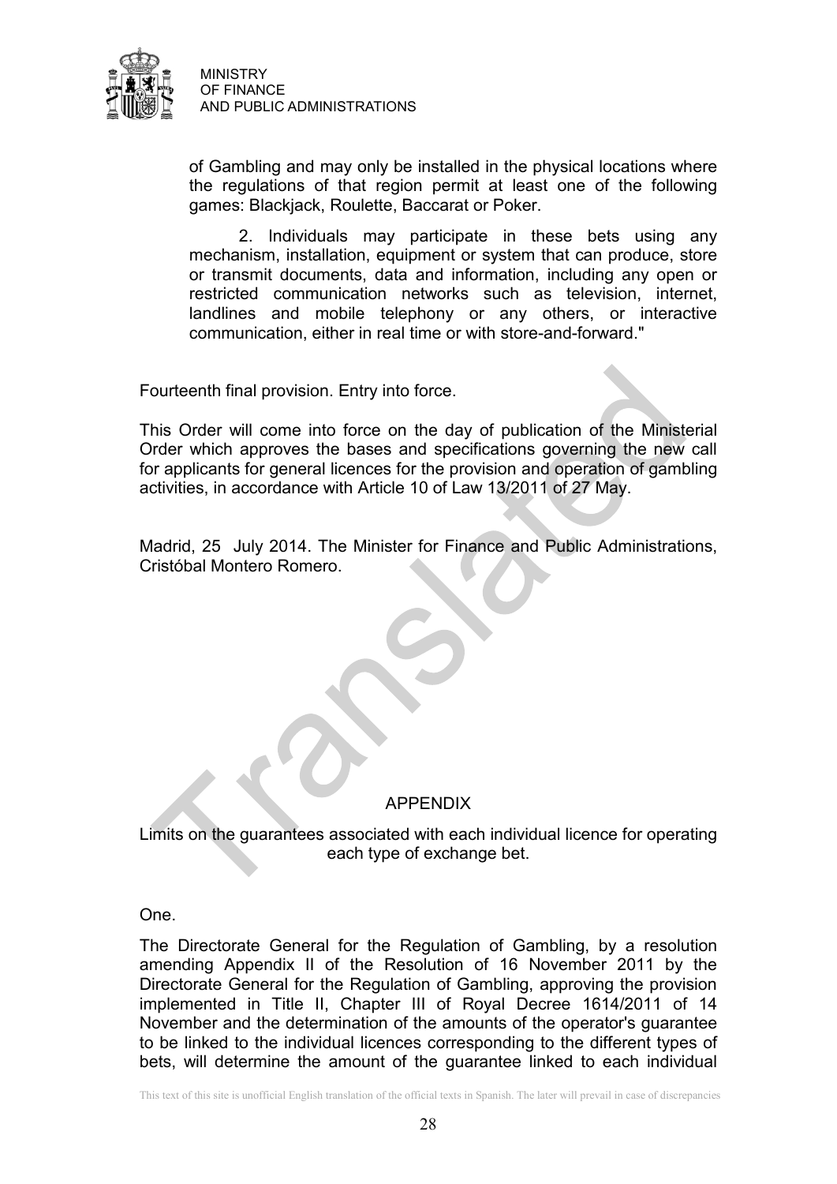of Gambling and may only be installed in the physical locations where the regulations of that region permit at least one of the following games: Blackjack, Roulette, Baccarat or Poker.

2. Individuals may participate in these bets using any mechanism, installation, equipment or system that can produce, store or transmit documents, data and information, including any open or restricted communication networks such as television, internet, landlines and mobile telephony or any others, or interactive communication, either in real time or with store-and-forward."

Fourteenth final provision. Entry into force.

This Order will come into force on the day of publication of the Ministerial Order which approves the bases and specifications governing the new call for applicants for general licences for the provision and operation of gambling activities, in accordance with Article 10 of Law 13/2011 of 27 May.

Madrid, 25 July 2014. The Minister for Finance and Public Administrations, Cristóbal Montero Romero.

## APPENDIX

Limits on the guarantees associated with each individual licence for operating each type of exchange bet.

One.

The Directorate General for the Regulation of Gambling, by a resolution amending Appendix II of the Resolution of 16 November 2011 by the Directorate General for the Regulation of Gambling, approving the provision implemented in Title II, Chapter III of Royal Decree 1614/2011 of 14 November and the determination of the amounts of the operator's guarantee to be linked to the individual licences corresponding to the different types of bets, will determine the amount of the guarantee linked to each individual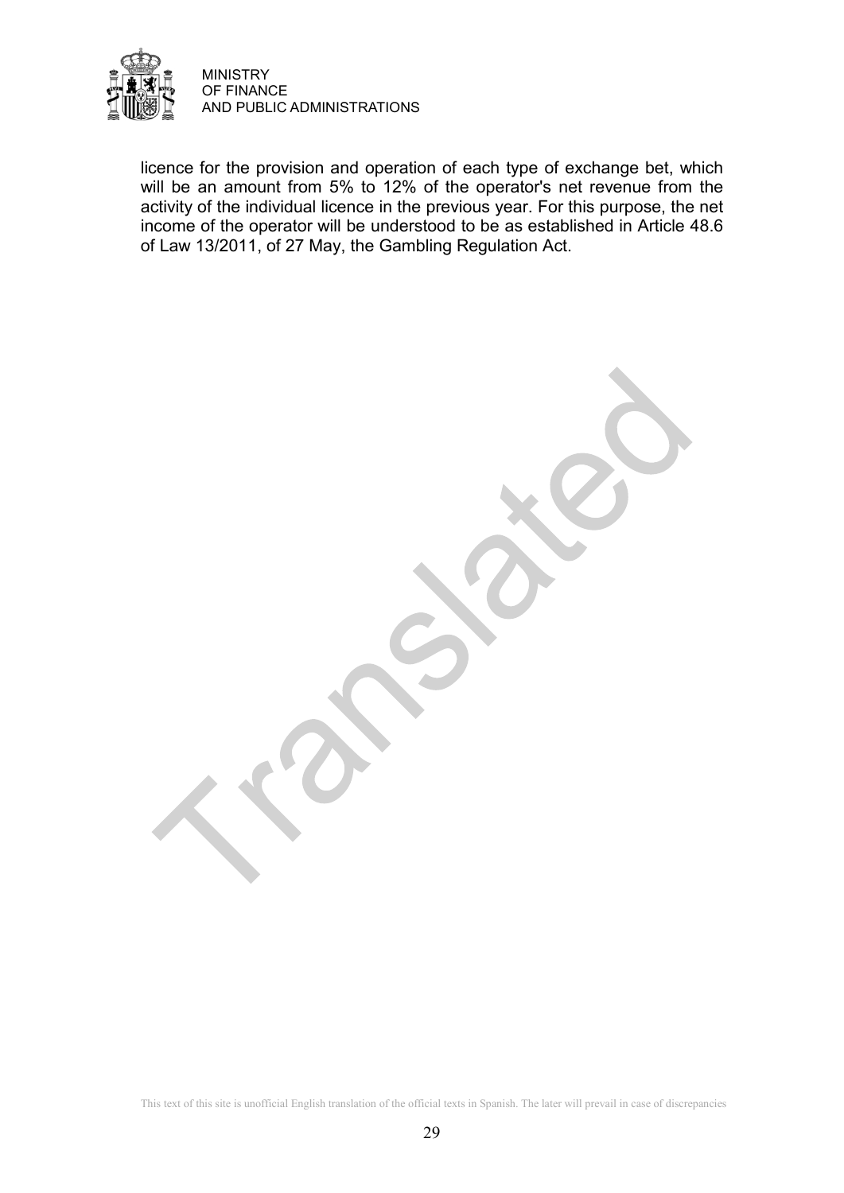licence for the provision and operation of each type of exchange bet, which will be an amount from 5% to 12% of the operator's net revenue from the activity of the individual licence in the previous year. For this purpose, the net income of the operator will be understood to be as established in Article 48.6 of Law 13/2011, of 27 May, the Gambling Regulation Act.